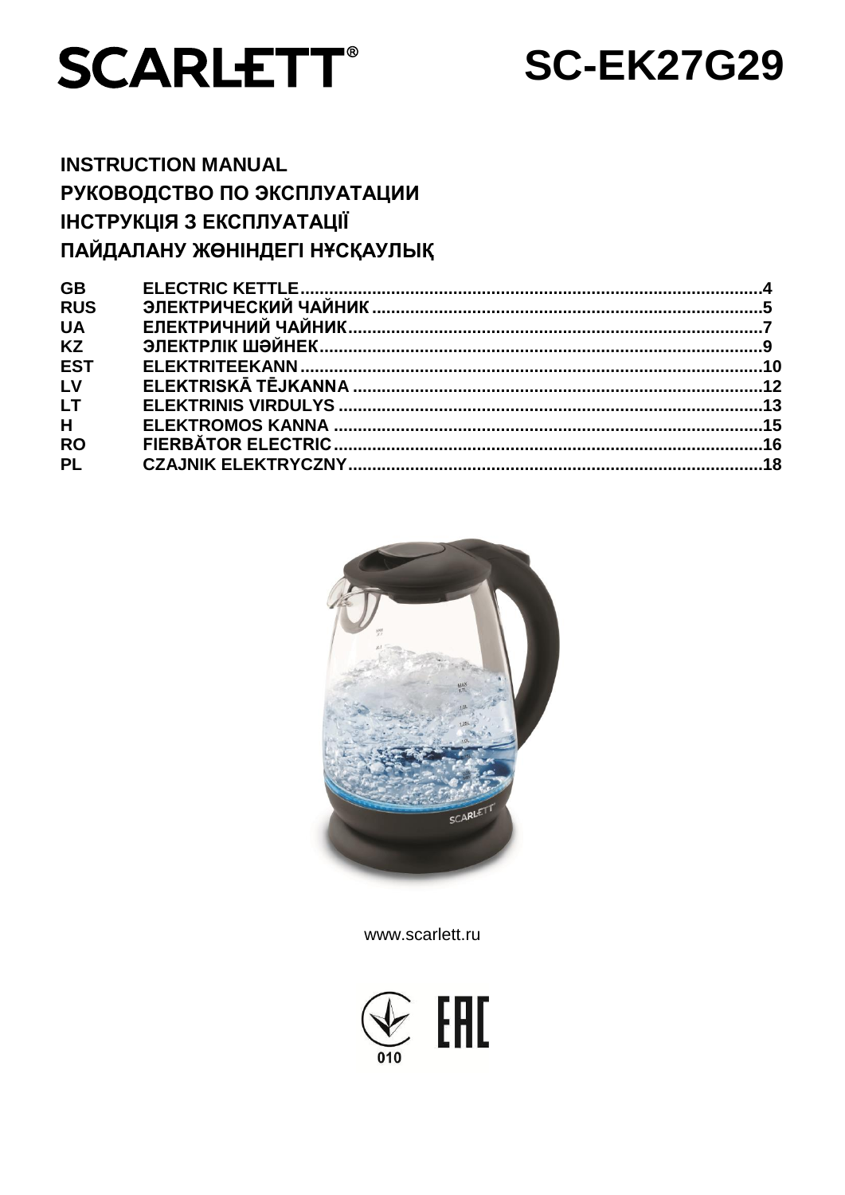# SCARLETT®

# SC-EK27G29

**INSTRUCTION MANUAL**
**РУКОВОДСТВО ПО ЭКСПЛУАТАЦИИ**
**ІНСТРУКЦІЯ З ЕКСПЛУАТАЦІЇ**
**ПАЙДАЛАНУ ЖӨНІНДЕГІ НҰСҚАУЛЫҚ**

| | | |
|---|---|---|
| **GB** | **ELECTRIC KETTLE** | **4** |
| **RUS** | **ЭЛЕКТРИЧЕСКИЙ ЧАЙНИК** | **5** |
| **UA** | **ЕЛЕКТРИЧНИЙ ЧАЙНИК** | **7** |
| **KZ** | **ЭЛЕКТРЛІК ШӘЙНЕК** | **9** |
| **EST** | **ELEKTRITEEKANN** | **10** |
| **LV** | **ELEKTRISKĀ TĒJKANNA** | **12** |
| **LT** | **ELEKTRINIS VIRDULYS** | **13** |
| **H** | **ELEKTROMOS KANNA** | **15** |
| **RO** | **FIERBĂTOR ELECTRIC** | **16** |
| **PL** | **CZAJNIK ELEKTRYCZNY** | **18** |

www.scarlett.ru

010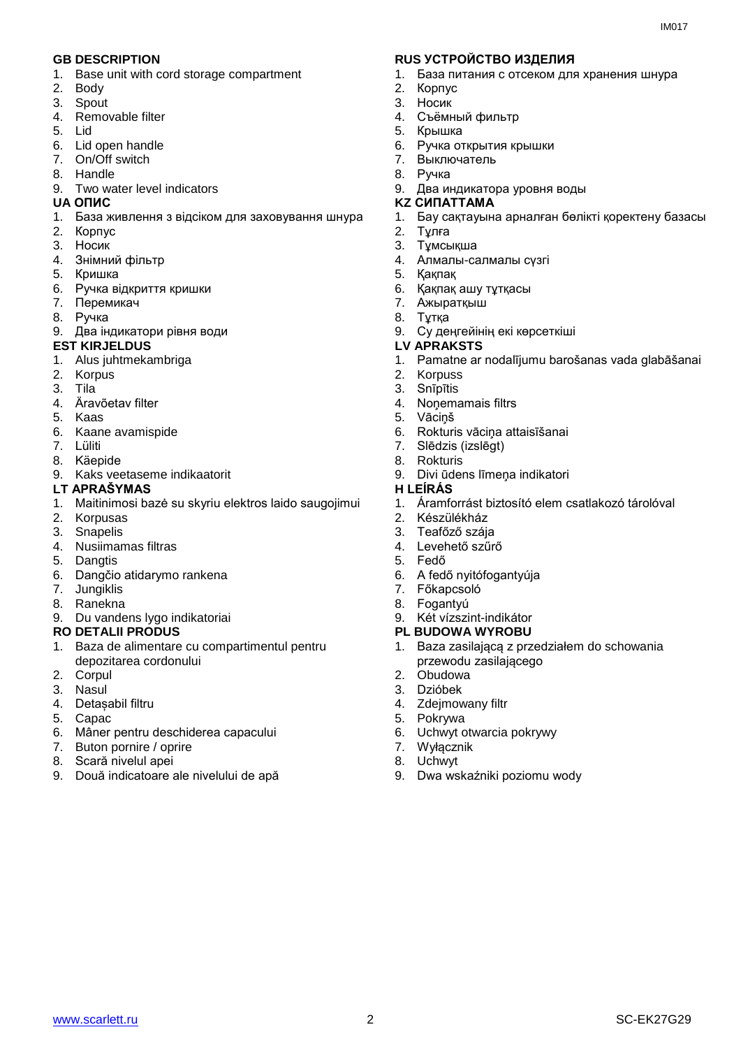## GB DESCRIPTION

1. Base unit with cord storage compartment
2. Body
3. Spout
4. Removable filter
5. Lid
6. Lid open handle
7. On/Off switch
8. Handle
9. Two water level indicators

## UA ОПИС

1. База живлення з відсіком для заховування шнура
2. Корпус
3. Носик
4. Знімний фільтр
5. Кришка
6. Ручка відкриття кришки
7. Перемикач
8. Ручка
9. Два індикатори рівня води

## EST KIRJELDUS

1. Alus juhtmekambriga
2. Korpus
3. Tila
4. Äravõetav filter
5. Kaas
6. Kaane avamispide
7. Lüliti
8. Käepide
9. Kaks veetaseme indikaatorit

## LT APRAŠYMAS

1. Maitinimosi bazė su skyriu elektros laido saugojimui
2. Korpusas
3. Snapelis
4. Nusiimamas filtras
5. Dangtis
6. Dangčio atidarymo rankena
7. Jungiklis
8. Ranekna
9. Du vandens lygo indikatoriai

## RO DETALII PRODUS

1. Baza de alimentare cu compartimentul pentru depozitarea cordonului
2. Corpul
3. Nasul
4. Detașabil filtru
5. Capac
6. Mâner pentru deschiderea capacului
7. Buton pornire / oprire
8. Scară nivelul apei
9. Două indicatoare ale nivelului de apă

## RUS УСТРОЙСТВО ИЗДЕЛИЯ

1. База питания с отсеком для хранения шнура
2. Корпус
3. Носик
4. Съёмный фильтр
5. Крышка
6. Ручка открытия крышки
7. Выключатель
8. Ручка
9. Два индикатора уровня воды

## KZ СИПАТТАМА

1. Бау сақтауына арналған бөлікті қоректену базасы
2. Тұлға
3. Тұмсықша
4. Алмалы-салмалы сүзгі
5. Қақпақ
6. Қақпақ ашу тұтқасы
7. Ажыратқыш
8. Тұтқа
9. Су деңгейінің екі көрсеткіші

## LV APRAKSTS

1. Pamatne ar nodalījumu barošanas vada glabāšanai
2. Korpuss
3. Snīpītis
4. Noņemamais filtrs
5. Vāciņš
6. Rokturis vāciņa attaisīšanai
7. Slēdzis (izslēgt)
8. Rokturis
9. Divi ūdens līmeņa indikatori

## H LEÍRÁS

1. Áramforrást biztosító elem csatlakozó tárolóval
2. Készülékház
3. Teafőző szája
4. Levehető szűrő
5. Fedő
6. A fedő nyitófogantyúja
7. Főkapcsoló
8. Fogantyú
9. Két vízszint-indikátor

## PL BUDOWA WYROBU

1. Baza zasilającą z przedziałem do schowania przewodu zasilającego
2. Obudowa
3. Dzióbek
4. Zdejmowany filtr
5. Pokrywa
6. Uchwyt otwarcia pokrywy
7. Wyłącznik
8. Uchwyt
9. Dwa wskaźniki poziomu wody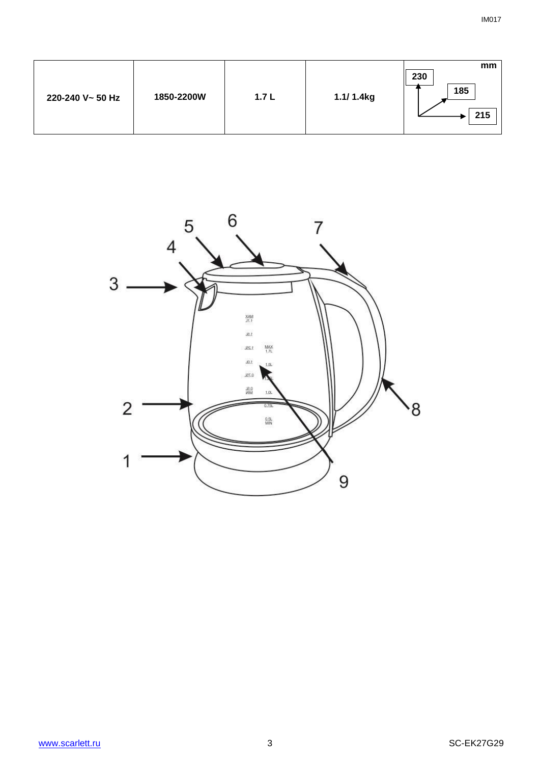| 220-240 V~ 50 Hz | 1850-2200W | 1.7 L | 1.1/ 1.4kg | mm 230 185 215 |
|---|---|---|---|---|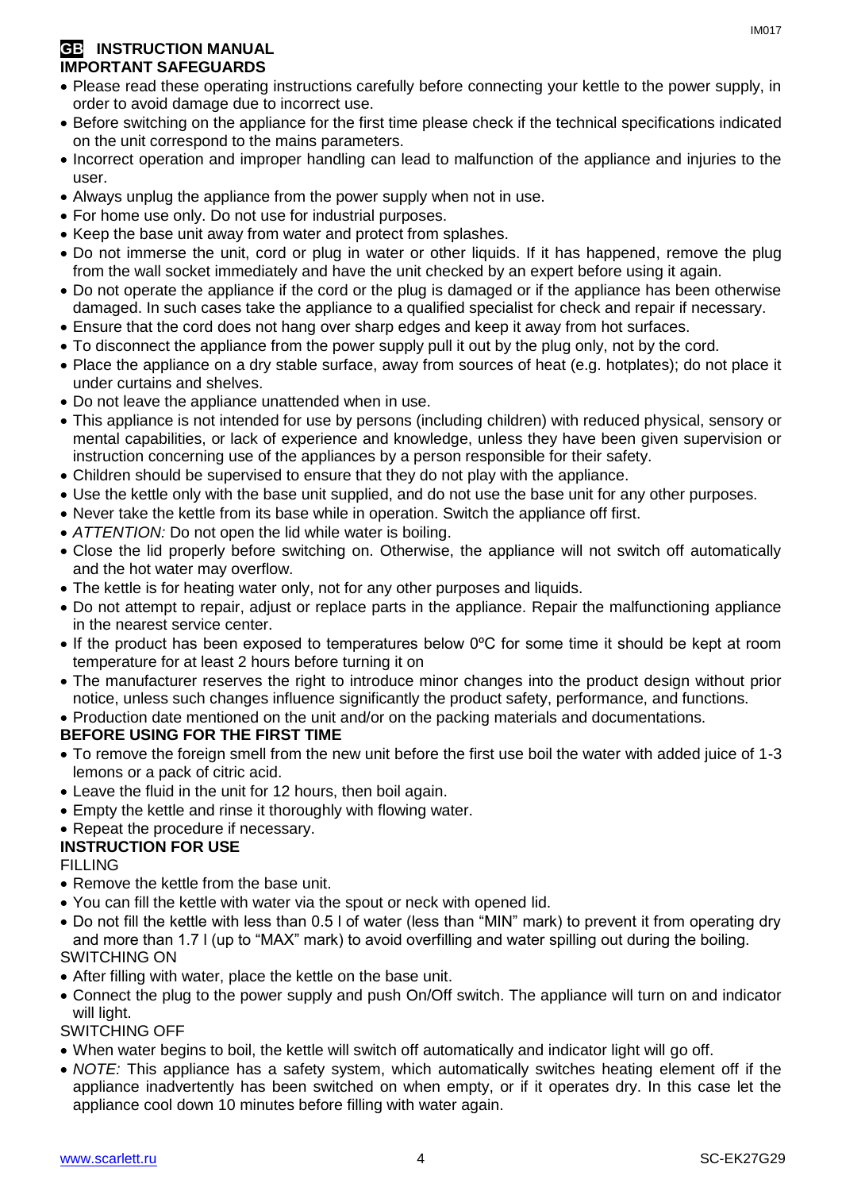# GB INSTRUCTION MANUAL

## IMPORTANT SAFEGUARDS

- Please read these operating instructions carefully before connecting your kettle to the power supply, in order to avoid damage due to incorrect use.
- Before switching on the appliance for the first time please check if the technical specifications indicated on the unit correspond to the mains parameters.
- Incorrect operation and improper handling can lead to malfunction of the appliance and injuries to the user.
- Always unplug the appliance from the power supply when not in use.
- For home use only. Do not use for industrial purposes.
- Keep the base unit away from water and protect from splashes.
- Do not immerse the unit, cord or plug in water or other liquids. If it has happened, remove the plug from the wall socket immediately and have the unit checked by an expert before using it again.
- Do not operate the appliance if the cord or the plug is damaged or if the appliance has been otherwise damaged. In such cases take the appliance to a qualified specialist for check and repair if necessary.
- Ensure that the cord does not hang over sharp edges and keep it away from hot surfaces.
- To disconnect the appliance from the power supply pull it out by the plug only, not by the cord.
- Place the appliance on a dry stable surface, away from sources of heat (e.g. hotplates); do not place it under curtains and shelves.
- Do not leave the appliance unattended when in use.
- This appliance is not intended for use by persons (including children) with reduced physical, sensory or mental capabilities, or lack of experience and knowledge, unless they have been given supervision or instruction concerning use of the appliances by a person responsible for their safety.
- Children should be supervised to ensure that they do not play with the appliance.
- Use the kettle only with the base unit supplied, and do not use the base unit for any other purposes.
- Never take the kettle from its base while in operation. Switch the appliance off first.
- *ATTENTION:* Do not open the lid while water is boiling.
- Close the lid properly before switching on. Otherwise, the appliance will not switch off automatically and the hot water may overflow.
- The kettle is for heating water only, not for any other purposes and liquids.
- Do not attempt to repair, adjust or replace parts in the appliance. Repair the malfunctioning appliance in the nearest service center.
- If the product has been exposed to temperatures below 0ºC for some time it should be kept at room temperature for at least 2 hours before turning it on
- The manufacturer reserves the right to introduce minor changes into the product design without prior notice, unless such changes influence significantly the product safety, performance, and functions.
- Production date mentioned on the unit and/or on the packing materials and documentations.

## BEFORE USING FOR THE FIRST TIME

- To remove the foreign smell from the new unit before the first use boil the water with added juice of 1-3 lemons or a pack of citric acid.
- Leave the fluid in the unit for 12 hours, then boil again.
- Empty the kettle and rinse it thoroughly with flowing water.
- Repeat the procedure if necessary.

## INSTRUCTION FOR USE

FILLING

- Remove the kettle from the base unit.
- You can fill the kettle with water via the spout or neck with opened lid.
- Do not fill the kettle with less than 0.5 l of water (less than "MIN" mark) to prevent it from operating dry and more than 1.7 l (up to "MAX" mark) to avoid overfilling and water spilling out during the boiling.

SWITCHING ON

- After filling with water, place the kettle on the base unit.
- Connect the plug to the power supply and push On/Off switch. The appliance will turn on and indicator will light.

SWITCHING OFF

- When water begins to boil, the kettle will switch off automatically and indicator light will go off.
- *NOTE:* This appliance has a safety system, which automatically switches heating element off if the appliance inadvertently has been switched on when empty, or if it operates dry. In this case let the appliance cool down 10 minutes before filling with water again.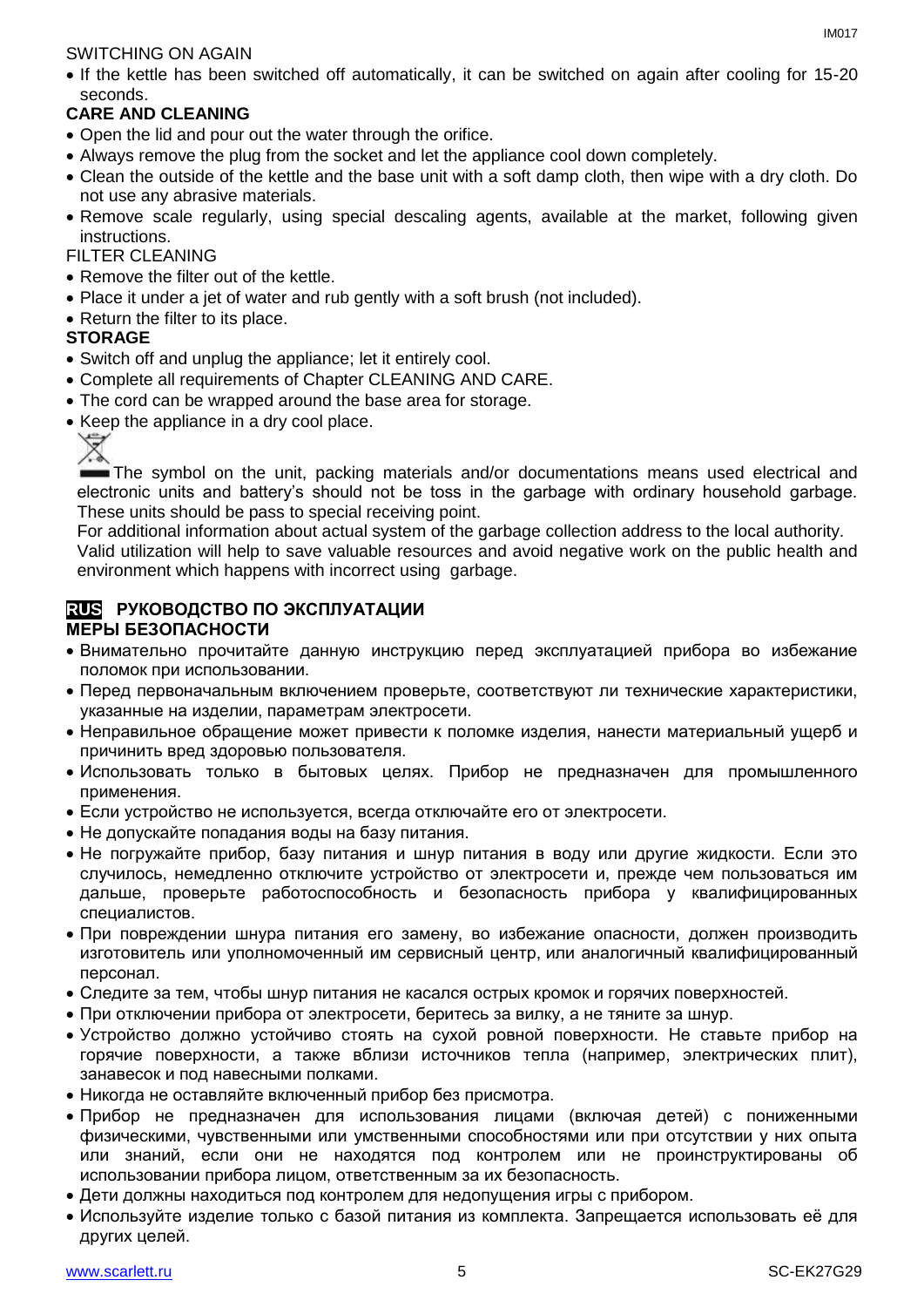SWITCHING ON AGAIN

- If the kettle has been switched off automatically, it can be switched on again after cooling for 15-20 seconds.

**CARE AND CLEANING**

- Open the lid and pour out the water through the orifice.
- Always remove the plug from the socket and let the appliance cool down completely.
- Clean the outside of the kettle and the base unit with a soft damp cloth, then wipe with a dry cloth. Do not use any abrasive materials.
- Remove scale regularly, using special descaling agents, available at the market, following given instructions.

FILTER CLEANING

- Remove the filter out of the kettle.
- Place it under a jet of water and rub gently with a soft brush (not included).
- Return the filter to its place.

**STORAGE**

- Switch off and unplug the appliance; let it entirely cool.
- Complete all requirements of Chapter CLEANING AND CARE.
- The cord can be wrapped around the base area for storage.
- Keep the appliance in a dry cool place.

The symbol on the unit, packing materials and/or documentations means used electrical and electronic units and battery's should not be toss in the garbage with ordinary household garbage. These units should be pass to special receiving point.

For additional information about actual system of the garbage collection address to the local authority.

Valid utilization will help to save valuable resources and avoid negative work on the public health and environment which happens with incorrect using garbage.

## RUS РУКОВОДСТВО ПО ЭКСПЛУАТАЦИИ

**МЕРЫ БЕЗОПАСНОСТИ**

- Внимательно прочитайте данную инструкцию перед эксплуатацией прибора во избежание поломок при использовании.
- Перед первоначальным включением проверьте, соответствуют ли технические характеристики, указанные на изделии, параметрам электросети.
- Неправильное обращение может привести к поломке изделия, нанести материальный ущерб и причинить вред здоровью пользователя.
- Использовать только в бытовых целях. Прибор не предназначен для промышленного применения.
- Если устройство не используется, всегда отключайте его от электросети.
- Не допускайте попадания воды на базу питания.
- Не погружайте прибор, базу питания и шнур питания в воду или другие жидкости. Если это случилось, немедленно отключите устройство от электросети и, прежде чем пользоваться им дальше, проверьте работоспособность и безопасность прибора у квалифицированных специалистов.
- При повреждении шнура питания его замену, во избежание опасности, должен производить изготовитель или уполномоченный им сервисный центр, или аналогичный квалифицированный персонал.
- Следите за тем, чтобы шнур питания не касался острых кромок и горячих поверхностей.
- При отключении прибора от электросети, беритесь за вилку, а не тяните за шнур.
- Устройство должно устойчиво стоять на сухой ровной поверхности. Не ставьте прибор на горячие поверхности, а также вблизи источников тепла (например, электрических плит), занавесок и под навесными полками.
- Никогда не оставляйте включенный прибор без присмотра.
- Прибор не предназначен для использования лицами (включая детей) с пониженными физическими, чувственными или умственными способностями или при отсутствии у них опыта или знаний, если они не находятся под контролем или не проинструктированы об использовании прибора лицом, ответственным за их безопасность.
- Дети должны находиться под контролем для недопущения игры с прибором.
- Используйте изделие только с базой питания из комплекта. Запрещается использовать её для других целей.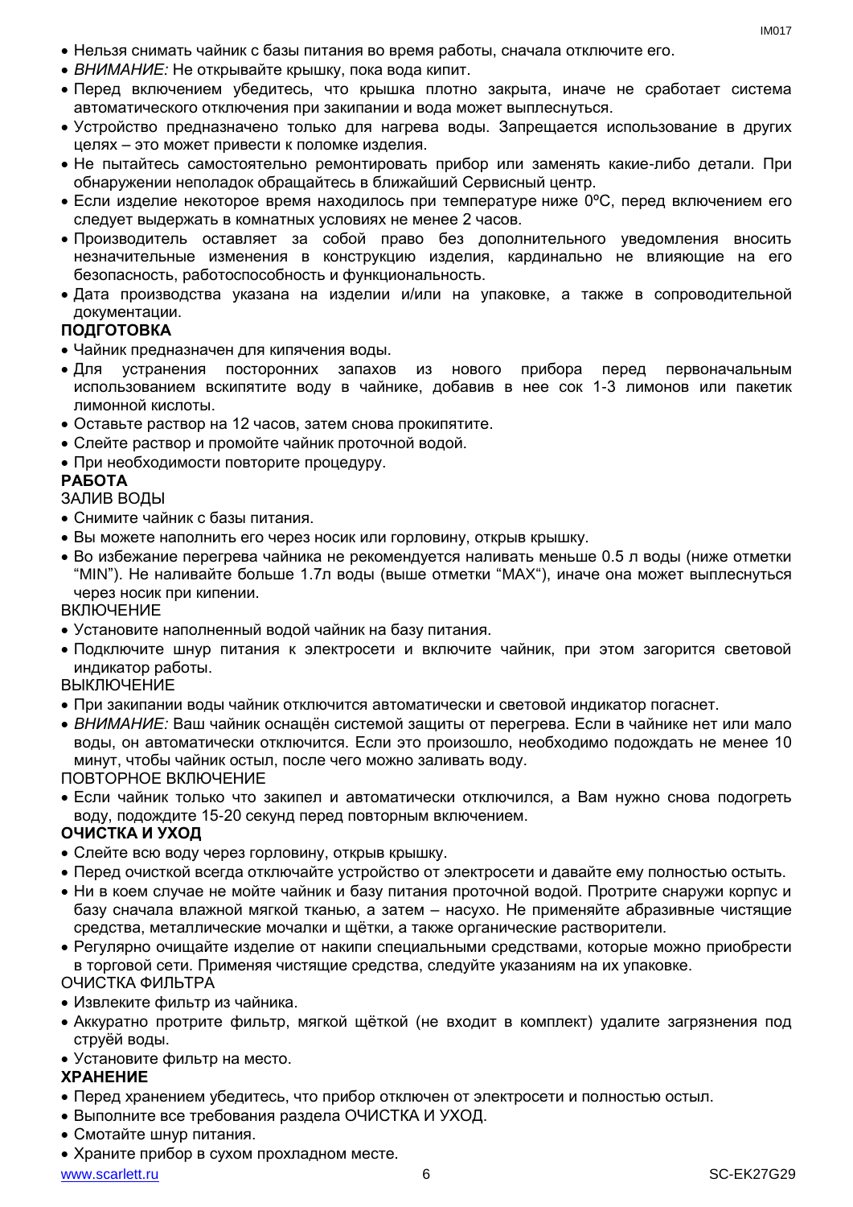- Нельзя снимать чайник с базы питания во время работы, сначала отключите его.
- *ВНИМАНИЕ:* Не открывайте крышку, пока вода кипит.
- Перед включением убедитесь, что крышка плотно закрыта, иначе не сработает система автоматического отключения при закипании и вода может выплеснуться.
- Устройство предназначено только для нагрева воды. Запрещается использование в других целях – это может привести к поломке изделия.
- Не пытайтесь самостоятельно ремонтировать прибор или заменять какие-либо детали. При обнаружении неполадок обращайтесь в ближайший Сервисный центр.
- Если изделие некоторое время находилось при температуре ниже 0ºC, перед включением его следует выдержать в комнатных условиях не менее 2 часов.
- Производитель оставляет за собой право без дополнительного уведомления вносить незначительные изменения в конструкцию изделия, кардинально не влияющие на его безопасность, работоспособность и функциональность.
- Дата производства указана на изделии и/или на упаковке, а также в сопроводительной документации.

**ПОДГОТОВКА**

- Чайник предназначен для кипячения воды.
- Для устранения посторонних запахов из нового прибора перед первоначальным использованием вскипятите воду в чайнике, добавив в нее сок 1-3 лимонов или пакетик лимонной кислоты.
- Оставьте раствор на 12 часов, затем снова прокипятите.
- Слейте раствор и промойте чайник проточной водой.
- При необходимости повторите процедуру.

**РАБОТА**

ЗАЛИВ ВОДЫ

- Снимите чайник с базы питания.
- Вы можете наполнить его через носик или горловину, открыв крышку.
- Во избежание перегрева чайника не рекомендуется наливать меньше 0.5 л воды (ниже отметки "MIN"). Не наливайте больше 1.7л воды (выше отметки "MAX"), иначе она может выплеснуться через носик при кипении.

ВКЛЮЧЕНИЕ

- Установите наполненный водой чайник на базу питания.
- Подключите шнур питания к электросети и включите чайник, при этом загорится световой индикатор работы.

ВЫКЛЮЧЕНИЕ

- При закипании воды чайник отключится автоматически и световой индикатор погаснет.
- *ВНИМАНИЕ:* Ваш чайник оснащён системой защиты от перегрева. Если в чайнике нет или мало воды, он автоматически отключится. Если это произошло, необходимо подождать не менее 10 минут, чтобы чайник остыл, после чего можно заливать воду.

ПОВТОРНОЕ ВКЛЮЧЕНИЕ

- Если чайник только что закипел и автоматически отключился, а Вам нужно снова подогреть воду, подождите 15-20 секунд перед повторным включением.

**ОЧИСТКА И УХОД**

- Слейте всю воду через горловину, открыв крышку.
- Перед очисткой всегда отключайте устройство от электросети и давайте ему полностью остыть.
- Ни в коем случае не мойте чайник и базу питания проточной водой. Протрите снаружи корпус и базу сначала влажной мягкой тканью, а затем – насухо. Не применяйте абразивные чистящие средства, металлические мочалки и щётки, а также органические растворители.
- Регулярно очищайте изделие от накипи специальными средствами, которые можно приобрести в торговой сети. Применяя чистящие средства, следуйте указаниям на их упаковке.

ОЧИСТКА ФИЛЬТРА

- Извлеките фильтр из чайника.
- Аккуратно протрите фильтр, мягкой щёткой (не входит в комплект) удалите загрязнения под струёй воды.
- Установите фильтр на место.

**ХРАНЕНИЕ**

- Перед хранением убедитесь, что прибор отключен от электросети и полностью остыл.
- Выполните все требования раздела ОЧИСТКА И УХОД.
- Смотайте шнур питания.
- Храните прибор в сухом прохладном месте.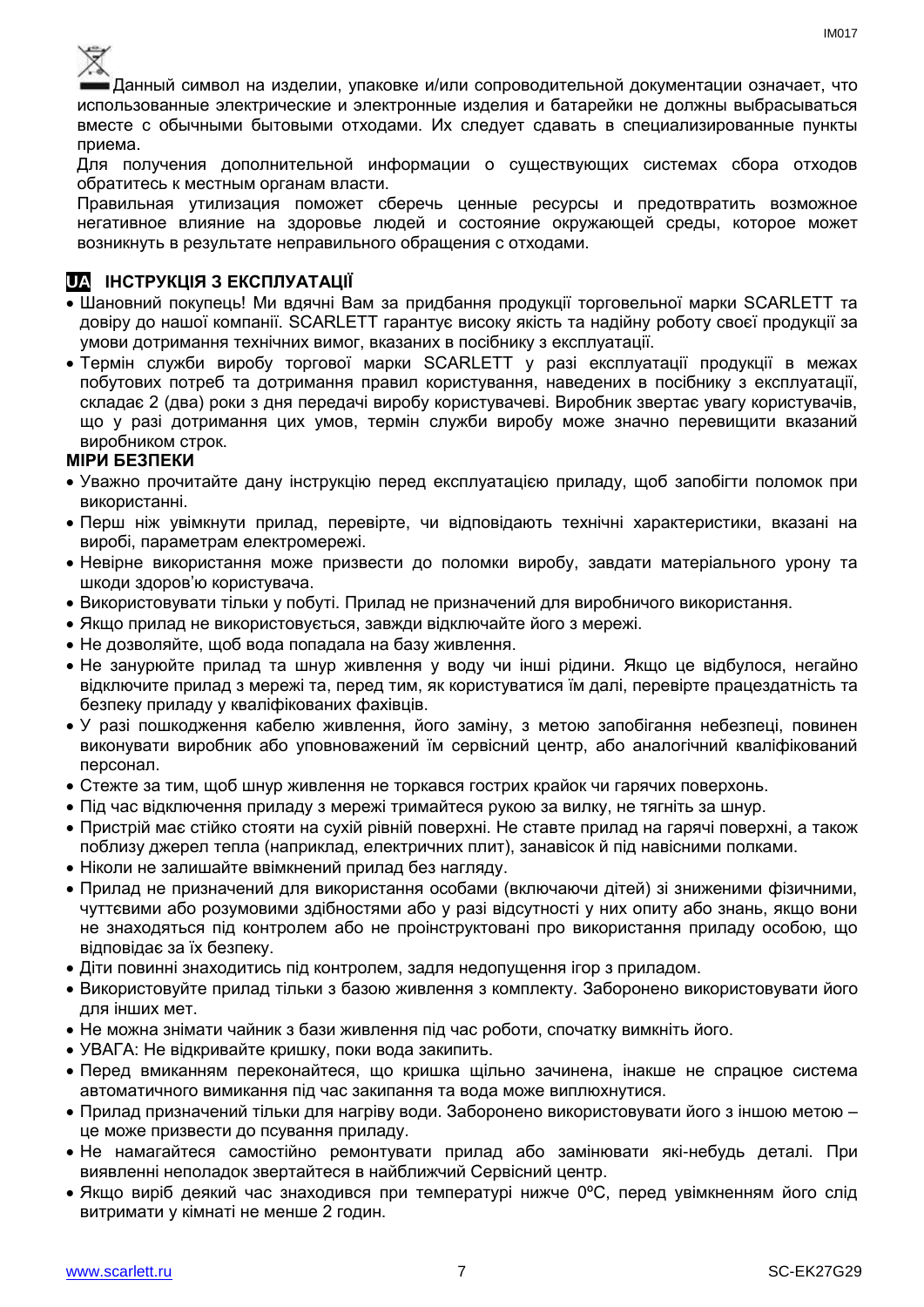Данный символ на изделии, упаковке и/или сопроводительной документации означает, что использованные электрические и электронные изделия и батарейки не должны выбрасываться вместе с обычными бытовыми отходами. Их следует сдавать в специализированные пункты приема.

Для получения дополнительной информации о существующих системах сбора отходов обратитесь к местным органам власти.

Правильная утилизация поможет сберечь ценные ресурсы и предотвратить возможное негативное влияние на здоровье людей и состояние окружающей среды, которое может возникнуть в результате неправильного обращения с отходами.

## UA ІНСТРУКЦІЯ З ЕКСПЛУАТАЦІЇ

- Шановний покупець! Ми вдячні Вам за придбання продукції торговельної марки SCARLETT та довіру до нашої компанії. SCARLETT гарантує високу якість та надійну роботу своєї продукції за умови дотримання технічних вимог, вказаних в посібнику з експлуатації.
- Термін служби виробу торгової марки SCARLETT у разі експлуатації продукції в межах побутових потреб та дотримання правил користування, наведених в посібнику з експлуатації, складає 2 (два) роки з дня передачі виробу користувачеві. Виробник звертає увагу користувачів, що у разі дотримання цих умов, термін служби виробу може значно перевищити вказаний виробником строк.

**МІРИ БЕЗПЕКИ**

- Уважно прочитайте дану інструкцію перед експлуатацією приладу, щоб запобігти поломок при використанні.
- Перш ніж увімкнути прилад, перевірте, чи відповідають технічні характеристики, вказані на виробі, параметрам електромережі.
- Невірне використання може призвести до поломки виробу, завдати матеріального урону та шкоди здоров'ю користувача.
- Використовувати тільки у побуті. Прилад не призначений для виробничого використання.
- Якщо прилад не використовується, завжди відключайте його з мережі.
- Не дозволяйте, щоб вода попадала на базу живлення.
- Не занурюйте прилад та шнур живлення у воду чи інші рідини. Якщо це відбулося, негайно відключите прилад з мережі та, перед тим, як користуватися їм далі, перевірте працездатність та безпеку приладу у кваліфікованих фахівців.
- У разі пошкодження кабелю живлення, його заміну, з метою запобігання небезпеці, повинен виконувати виробник або уповноважений їм сервісний центр, або аналогічний кваліфікований персонал.
- Стежте за тим, щоб шнур живлення не торкався гострих крайок чи гарячих поверхонь.
- Під час відключення приладу з мережі тримайтеся рукою за вилку, не тягніть за шнур.
- Пристрій має стійко стояти на сухій рівній поверхні. Не ставте прилад на гарячі поверхні, а також поблизу джерел тепла (наприклад, електричних плит), занавісок й під навісними полками.
- Ніколи не залишайте ввімкнений прилад без нагляду.
- Прилад не призначений для використання особами (включаючи дітей) зі зниженими фізичними, чуттєвими або розумовими здібностями або у разі відсутності у них опиту або знань, якщо вони не знаходяться під контролем або не проінструктовані про використання приладу особою, що відповідає за їх безпеку.
- Діти повинні знаходитись під контролем, задля недопущення ігор з приладом.
- Використовуйте прилад тільки з базою живлення з комплекту. Заборонено використовувати його для інших мет.
- Не можна знімати чайник з бази живлення під час роботи, спочатку вимкніть його.
- УВАГА: Не відкривайте кришку, поки вода закипить.
- Перед вмиканням переконайтеся, що кришка щільно зачинена, інакше не спрацює система автоматичного вимикання під час закипання та вода може виплюхнутися.
- Прилад призначений тільки для нагріву води. Заборонено використовувати його з іншою метою – це може призвести до псування приладу.
- Не намагайтеся самостійно ремонтувати прилад або замінювати які-небудь деталі. При виявленні неполадок звертайтеся в найближчий Сервісний центр.
- Якщо виріб деякий час знаходився при температурі нижче 0ºC, перед увімкненням його слід витримати у кімнаті не менше 2 годин.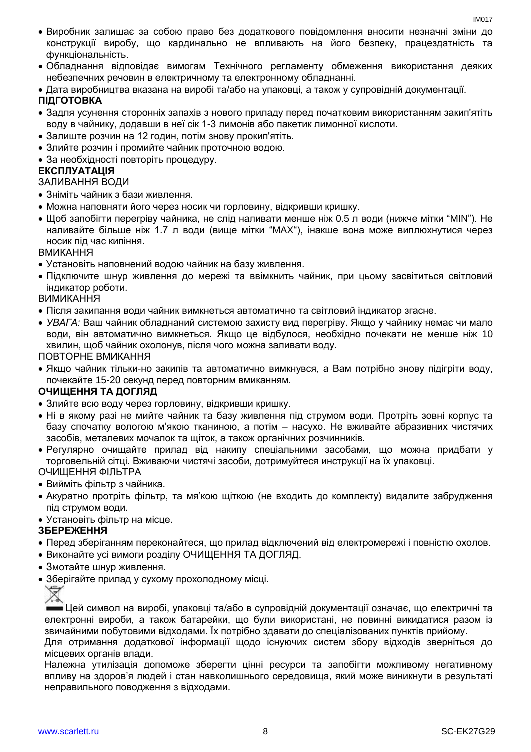- Виробник залишає за собою право без додаткового повідомлення вносити незначні зміни до конструкції виробу, що кардинально не впливають на його безпеку, працездатність та функціональність.
- Обладнання відповідає вимогам Технічного регламенту обмеження використання деяких небезпечних речовин в електричному та електронному обладнанні.
- Дата виробництва вказана на виробі та/або на упаковці, а також у супровідній документації.

**ПІДГОТОВКА**

- Задля усунення сторонніх запахів з нового приладу перед початковим використанням закип'ятіть воду в чайнику, додавши в неї сік 1-3 лимонів або пакетик лимонної кислоти.
- Залиште розчин на 12 годин, потім знову прокип'ятіть.
- Злийте розчин і промийте чайник проточною водою.
- За необхідності повторіть процедуру.

**ЕКСПЛУАТАЦІЯ**

ЗАЛИВАННЯ ВОДИ

- Зніміть чайник з бази живлення.
- Можна наповняти його через носик чи горловину, відкривши кришку.
- Щоб запобігти перегріву чайника, не слід наливати менше ніж 0.5 л води (нижче мітки "MIN"). Не наливайте більше ніж 1.7 л води (вище мітки "MAX"), інакше вона може виплюхнутися через носик під час кипіння.

ВМИКАННЯ

- Установіть наповнений водою чайник на базу живлення.
- Підключите шнур живлення до мережі та ввімкнить чайник, при цьому засвітиться світловий індикатор роботи.

ВИМИКАННЯ

- Після закипання води чайник вимкнеться автоматично та світловий індикатор згасне.
- *УВАГА:* Ваш чайник обладнаний системою захисту вид перегріву. Якщо у чайнику немає чи мало води, він автоматично вимкнеться. Якщо це відбулося, необхідно почекати не менше ніж 10 хвилин, щоб чайник охолонув, після чого можна заливати воду.

ПОВТОРНЕ ВМИКАННЯ

- Якщо чайник тільки-но закипів та автоматично вимкнувся, а Вам потрібно знову підігріти воду, почекайте 15-20 секунд перед повторним вмиканням.

**ОЧИЩЕННЯ ТА ДОГЛЯД**

- Злийте всю воду через горловину, відкривши кришку.
- Ні в якому разі не мийте чайник та базу живлення під струмом води. Протріть зовні корпус та базу спочатку вологою м'якою тканиною, а потім – насухо. Не вживайте абразивних чистячих засобів, металевих мочалок та щіток, а також органічних розчинників.
- Регулярно очищайте прилад від накипу спеціальними засобами, що можна придбати у торговельній сітці. Вживаючи чистячі засоби, дотримуйтеся инструкції на їх упаковці.

ОЧИЩЕННЯ ФІЛЬТРА

- Вийміть фільтр з чайника.
- Акуратно протріть фільтр, та мя'кою щіткою (не входить до комплекту) видалите забрудження під струмом води.
- Установіть фільтр на місце.

**ЗБЕРЕЖЕННЯ**

- Перед зберіганням переконайтеся, що прилад відключений від електромережі і повністю охолов.
- Виконайте усі вимоги розділу ОЧИЩЕННЯ ТА ДОГЛЯД.
- Змотайте шнур живлення.
- Зберігайте прилад у сухому прохолодному місці.

Цей символ на виробі, упаковці та/або в супровідній документації означає, що електричні та електронні вироби, а також батарейки, що були використані, не повинні викидатися разом із звичайними побутовими відходами. Їх потрібно здавати до спеціалізованих пунктів прийому.

Для отримання додаткової інформації щодо існуючих систем збору відходів зверніться до місцевих органів влади.

Належна утилізація допоможе зберегти цінні ресурси та запобігти можливому негативному впливу на здоров'я людей і стан навколишнього середовища, який може виникнути в результаті неправильного поводження з відходами.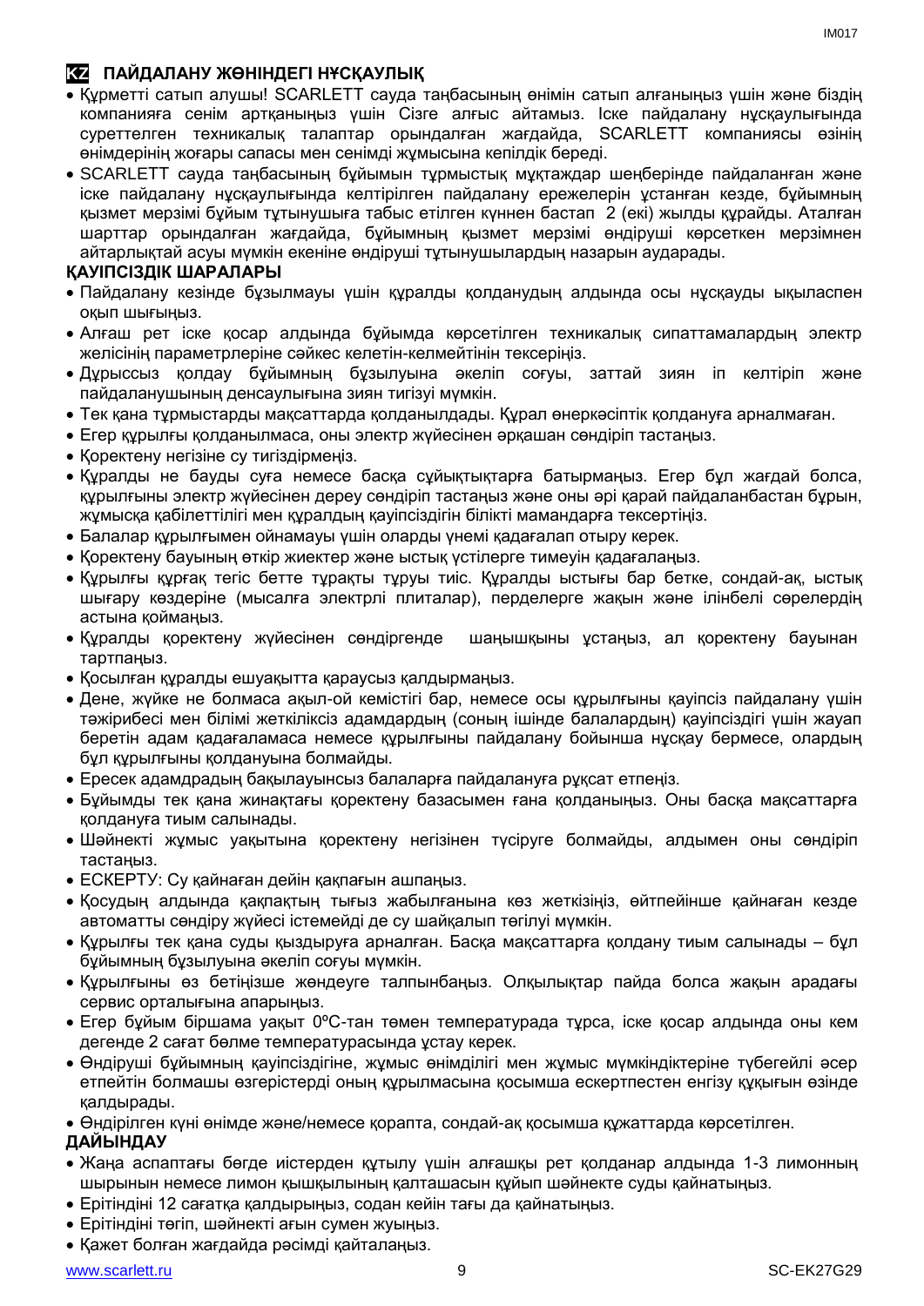## KZ ПАЙДАЛАНУ ЖӨНІНДЕГІ НҰСҚАУЛЫҚ

- Құрметті сатып алушы! SCARLETT сауда таңбасының өнімін сатып алғаныңыз үшін және біздің компанияға сенім артқаныңыз үшін Сізге алғыс айтамыз. Іске пайдалану нұсқаулығында суреттелген техникалық талаптар орындалған жағдайда, SCARLETT компаниясы өзінің өнімдерінің жоғары сапасы мен сенімді жұмысына кепілдік береді.
- SCARLETT сауда таңбасының бұйымын тұрмыстық мұқтаждар шеңберінде пайдаланған және іске пайдалану нұсқаулығында келтірілген пайдалану ережелерін ұстанған кезде, бұйымның қызмет мерзімі бұйым тұтынушыға табыс етілген күннен бастап 2 (екі) жылды құрайды. Аталған шарттар орындалған жағдайда, бұйымның қызмет мерзімі өндіруші көрсеткен мерзімнен айтарлықтай асуы мүмкін екеніне өндіруші тұтынушылардың назарын аударады.

### ҚАУІПСІЗДІК ШАРАЛАРЫ

- Пайдалану кезінде бұзылмауы үшін құралды қолданудың алдында осы нұсқауды ықыласпен оқып шығыңыз.
- Алғаш рет іске қосар алдында бұйымда көрсетілген техникалық сипаттамалардың электр желісінің параметрлеріне сәйкес келетін-келмейтінін тексеріңіз.
- Дұрыссыз қолдау бұйымның бұзылуына әкеліп соғуы, заттай зиян іп келтіріп және пайдаланушының денсаулығына зиян тигізуі мүмкін.
- Тек қана тұрмыстарды мақсаттарда қолданылдады. Құрал өнеркәсіптік қолдануға арналмаған.
- Егер құрылғы қолданылмаса, оны электр жүйесінен әрқашан сөндіріп тастаңыз.
- Қоректену негізіне су тигіздірмеңіз.
- Құралды не бауды суға немесе басқа сұйықтықтарға батырмаңыз. Егер бұл жағдай болса, құрылғыны электр жүйесінен дереу сөндіріп тастаңыз және оны әрі қарай пайдаланбастан бұрын, жұмысқа қабілеттілігі мен құралдың қауіпсіздігін білікті мамандарға тексертіңіз.
- Балалар құрылғымен ойнамауы үшін оларды үнемі қадағалап отыру керек.
- Қоректену бауының өткір жиектер және ыстық үстілерге тимеуін қадағалаңыз.
- Құрылғы құрғақ тегіс бетте тұрақты тұруы тиіс. Құралды ыстығы бар бетке, сондай-ақ, ыстық шығару көздеріне (мысалға электрлі плиталар), перделерге жақын және ілінбелі сөрелердің астына қоймаңыз.
- Құралды қоректену жүйесінен сөндіргенде шаңышқыны ұстаңыз, ал қоректену бауынан тартпаңыз.
- Қосылған құралды ешуақытта қараусыз қалдырмаңыз.
- Дене, жүйке не болмаса ақыл-ой кемістігі бар, немесе осы құрылғыны қауіпсіз пайдалану үшін тәжірибесі мен білімі жеткіліксіз адамдардың (соның ішінде балалардың) қауіпсіздігі үшін жауап беретін адам қадағаламаса немесе құрылғыны пайдалану бойынша нұсқау бермесе, олардың бұл құрылғыны қолдануына болмайды.
- Ересек адамдрадың бақылауынсыз балаларға пайдалануға рұқсат етпеңіз.
- Бұйымды тек қана жинақтағы қоректену базасымен ғана қолданыңыз. Оны басқа мақсаттарға қолдануға тиым салынады.
- Шәйнекті жұмыс уақытына қоректену негізінен түсіруге болмайды, алдымен оны сөндіріп тастаңыз.
- ЕСКЕРТУ: Су қайнаған дейін қақпағын ашпаңыз.
- Қосудың алдында қақпақтың тығыз жабылғанына көз жеткізіңіз, өйтпейінше қайнаған кезде автоматты сөндіру жүйесі істемейді де су шайқалып төгілуі мүмкін.
- Құрылғы тек қана суды қыздыруға арналған. Басқа мақсаттарға қолдану тиым салынады – бұл бұйымның бұзылуына әкеліп соғуы мүмкін.
- Құрылғыны өз бетіңізше жөндеуге талпынбаңыз. Олқылықтар пайда болса жақын арадағы сервис орталығына апарыңыз.
- Егер бұйым біршама уақыт 0ºC-тан төмен температурада тұрса, іске қосар алдында оны кем дегенде 2 сағат бөлме температурасында ұстау керек.
- Өндіруші бұйымның қауіпсіздігіне, жұмыс өнімділігі мен жұмыс мүмкіндіктеріне түбегейлі әсер етпейтін болмашы өзгерістерді оның құрылмасына қосымша ескертпестен енгізу құқығын өзінде қалдырады.
- Өндірілген күні өнімде және/немесе қорапта, сондай-ақ қосымша құжаттарда көрсетілген.

### ДАЙЫНДАУ

- Жаңа аспаптағы бөгде иістерден құтылу үшін алғашқы рет қолданар алдында 1-3 лимонның шырынын немесе лимон қышқылының қалташасын құйып шәйнекте суды қайнатыңыз.
- Ерітіндіні 12 сағатқа қалдырыңыз, содан кейін тағы да қайнатыңыз.
- Ерітіндіні төгіп, шәйнекті ағын сумен жуыңыз.
- Қажет болған жағдайда рәсімді қайталаңыз.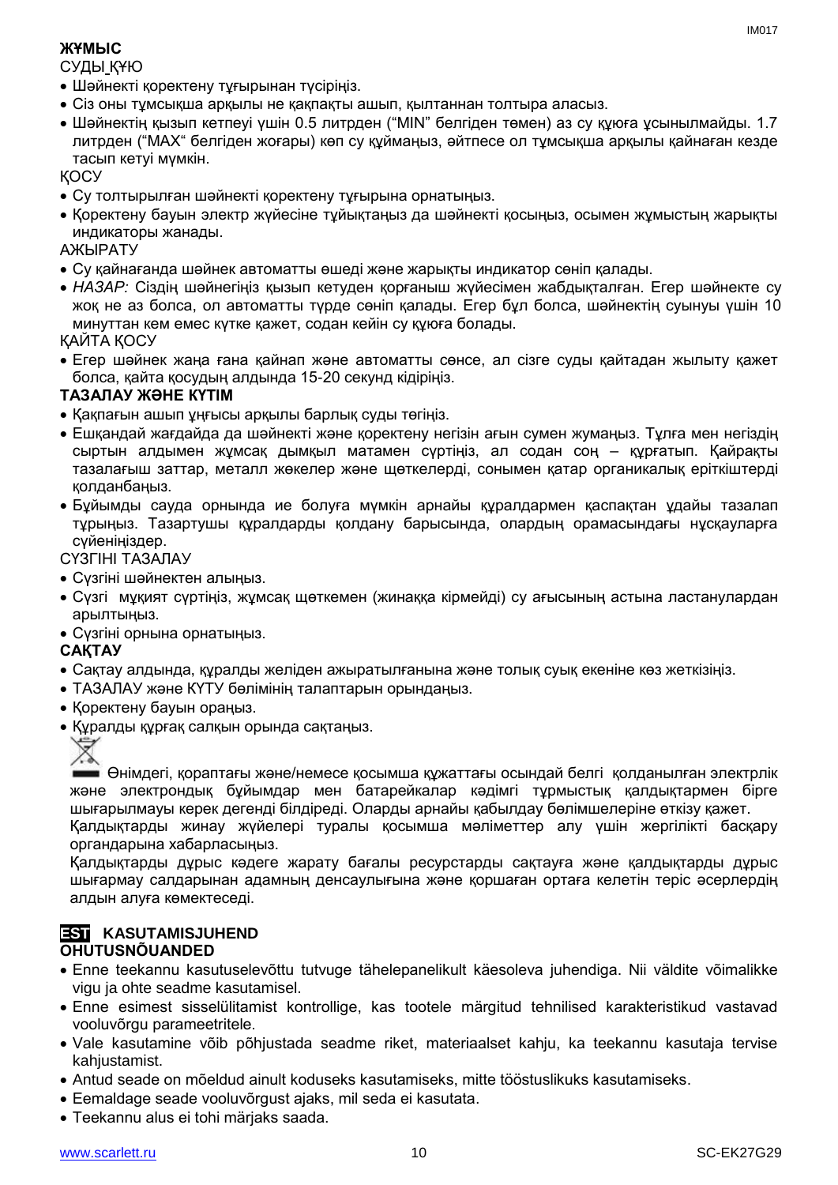**ЖҰМЫС**

СУДЫ ҚҰЮ

- Шәйнекті қоректену тұғырынан түсіріңіз.
- Сіз оны тұмсықша арқылы не қақпақты ашып, қылтаннан толтыра аласыз.
- Шәйнектің қызып кетпеуі үшін 0.5 литрден ("MIN" белгіден төмен) аз су құюға ұсынылмайды. 1.7 литрден ("MAX" белгіден жоғары) көп су құймаңыз, әйтпесе ол тұмсықша арқылы қайнаған кезде тасып кетуі мүмкін.

ҚОСУ

- Су толтырылған шәйнекті қоректену тұғырына орнатыңыз.
- Қоректену бауын электр жүйесіне тұйықтаңыз да шәйнекті қосыңыз, осымен жұмыстың жарықты индикаторы жанады.

АЖЫРАТУ

- Су қайнағанда шәйнек автоматты өшеді және жарықты индикатор сөніп қалады.
- *НАЗАР:* Сіздің шәйнегіңіз қызып кетуден қорғаныш жүйесімен жабдықталған. Егер шәйнекте су жоқ не аз болса, ол автоматты түрде сөніп қалады. Егер бұл болса, шәйнектің суынуы үшін 10 минуттан кем емес күтке қажет, содан кейін су құюға болады.

ҚАЙТА ҚОСУ

- Егер шәйнек жаңа ғана қайнап және автоматты сөнсе, ал сізге суды қайтадан жылыту қажет болса, қайта қосудың алдында 15-20 секунд кідіріңіз.

**ТАЗАЛАУ ЖӘНЕ КҮТІМ**

- Қақпағын ашып үңгісы арқылы барлық суды төгіңіз.
- Ешқандай жағдайда да шәйнекті және қоректену негізін ағын сумен жумаңыз. Тұлға мен негіздің сыртын алдымен жұмсақ дымқыл матамен сүртіңіз, ал содан соң – құрғатып. Қайрақты тазалағыш заттар, металл жөкелер және щөткелерді, сонымен қатар органикалық еріткіштерді қолданбаңыз.
- Бұйымды сауда орнында ие болуға мүмкін арнайы құралдармен қаспақтан ұдайы тазалап тұрыңыз. Тазартушы құралдарды қолдану барысында, олардың орамасындағы нұсқауларға сүйеніңіздер.

СҮЗГІНІ ТАЗАЛАУ

- Сүзгіні шәйнектен алыңыз.
- Сүзгі мұқият сүртіңіз, жұмсақ щөткемен (жинаққа кірмейді) су ағысының астына ластанулардан арылтыңыз.
- Сүзгіні орнына орнатыңыз.

**САҚТАУ**

- Сақтау алдында, құралды желіден ажыратылғанына және толық суық екеніне көз жеткізіңіз.
- ТАЗАЛАУ және КҮТУ бөлімінің талаптарын орындаңыз.
- Қоректену бауын ораңыз.
- Құралды құрғақ салқын орында сақтаңыз.

Өнімдегі, қораптағы және/немесе қосымша құжаттағы осындай белгі қолданылған электрлік және электрондық бұйымдар мен батарейкалар кәдімгі тұрмыстық қалдықтармен бірге шығарылмауы керек дегенді білдіреді. Оларды арнайы қабылдау бөлімшелеріне өткізу қажет.

Қалдықтарды жинау жүйелері туралы қосымша мәліметтер алу үшін жергілікті басқару органдарына хабарласыңыз.

Қалдықтарды дұрыс кәдеге жарату бағалы ресурстарды сақтауға және қалдықтарды дұрыс шығармау салдарынан адамның денсаулығына және қоршаған ортаға келетін теріс әсерлердің алдын алуға көмектеседі.

## EST KASUTAMISJUHEND

**OHUTUSNÕUANDED**

- Enne teekannu kasutuselevõttu tutvuge tähelepanelikult käesoleva juhendiga. Nii väldite võimalikke vigu ja ohte seadme kasutamisel.
- Enne esimest sisselülitamist kontrollige, kas tootele märgitud tehnilised karakteristikud vastavad vooluvõrgu parameetritele.
- Vale kasutamine võib põhjustada seadme riket, materiaalset kahju, ka teekannu kasutaja tervise kahjustamist.
- Antud seade on mõeldud ainult koduseks kasutamiseks, mitte tööstuslikuks kasutamiseks.
- Eemaldage seade vooluvõrgust ajaks, mil seda ei kasutata.
- Teekannu alus ei tohi märjaks saada.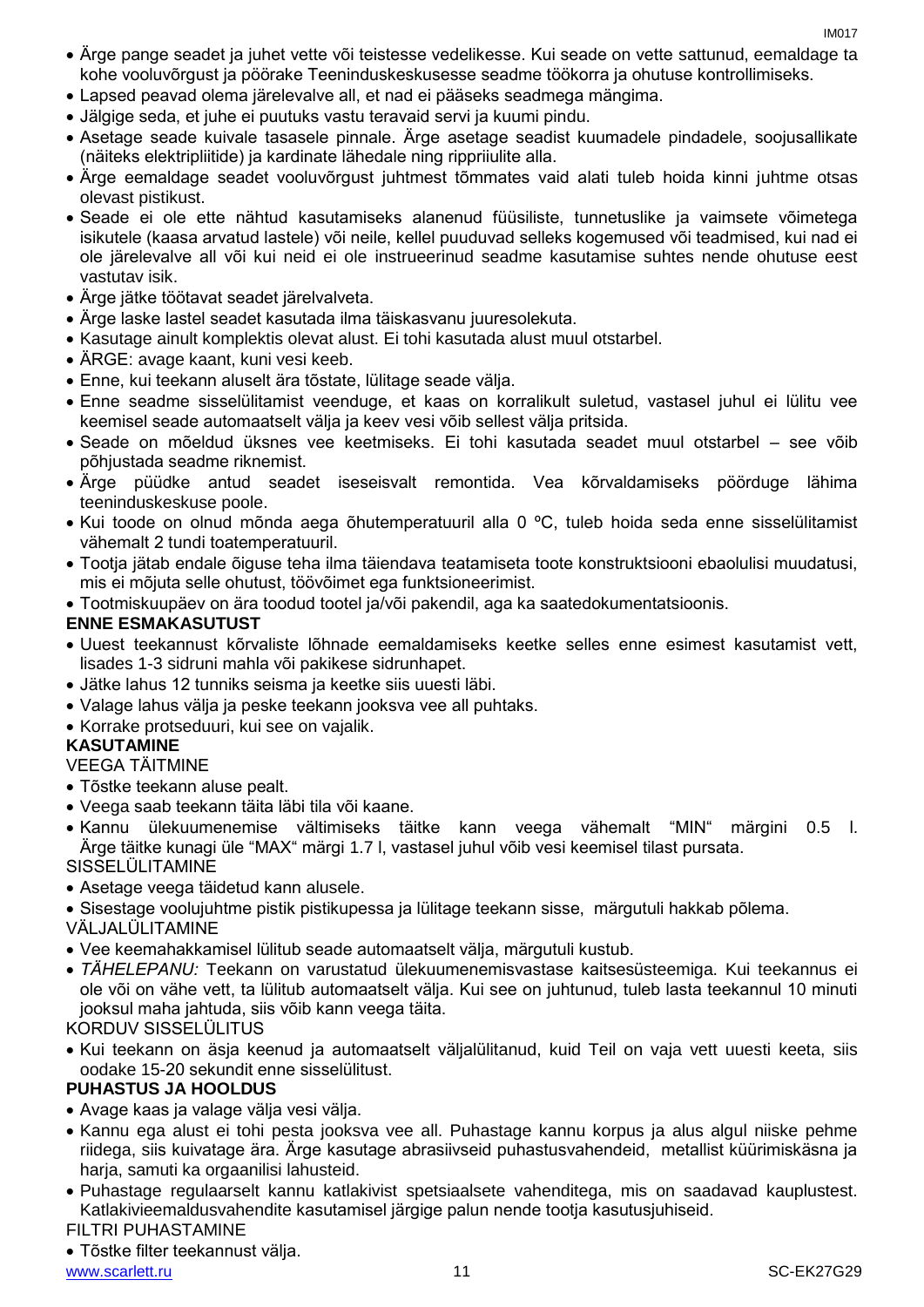- Ärge pange seadet ja juhet vette või teistesse vedelikesse. Kui seade on vette sattunud, eemaldage ta kohe vooluvõrgust ja pöörake Teeninduskeskusesse seadme töökorra ja ohutuse kontrollimiseks.
- Lapsed peavad olema järelevalve all, et nad ei pääseks seadmega mängima.
- Jälgige seda, et juhe ei puutuks vastu teravaid servi ja kuumi pindu.
- Asetage seade kuivale tasasele pinnale. Ärge asetage seadist kuumadele pindadele, soojusallikate (näiteks elektripliitide) ja kardinate lähedale ning rippriiulite alla.
- Ärge eemaldage seadet vooluvõrgust juhtmest tõmmates vaid alati tuleb hoida kinni juhtme otsas olevast pistikust.
- Seade ei ole ette nähtud kasutamiseks alanenud füüsiliste, tunnetuslike ja vaimsete võimetega isikutele (kaasa arvatud lastele) või neile, kellel puuduvad selleks kogemused või teadmised, kui nad ei ole järelevalve all või kui neid ei ole instrueerinud seadme kasutamise suhtes nende ohutuse eest vastutav isik.
- Ärge jätke töötavat seadet järelvalveta.
- Ärge laske lastel seadet kasutada ilma täiskasvanu juuresolekuta.
- Kasutage ainult komplektis olevat alust. Ei tohi kasutada alust muul otstarbel.
- ÄRGE: avage kaant, kuni vesi keeb.
- Enne, kui teekann aluselt ära tõstate, lülitage seade välja.
- Enne seadme sisselülitamist veenduge, et kaas on korralikult suletud, vastasel juhul ei lülitu vee keemisel seade automaatselt välja ja keev vesi võib sellest välja pritsida.
- Seade on mõeldud üksnes vee keetmiseks. Ei tohi kasutada seadet muul otstarbel – see võib põhjustada seadme riknemist.
- Ärge püüdke antud seadet iseseisvalt remontida. Vea kõrvaldamiseks pöörduge lähima teeninduskeskuse poole.
- Kui toode on olnud mõnda aega õhutemperatuuril alla 0 ºC, tuleb hoida seda enne sisselülitamist vähemalt 2 tundi toatemperatuuril.
- Tootja jätab endale õiguse teha ilma täiendava teatamiseta toote konstruktsiooni ebaolulisi muudatusi, mis ei mõjuta selle ohutust, töövõimet ega funktsioneerimist.
- Tootmiskuupäev on ära toodud tootel ja/või pakendil, aga ka saatedokumentatsioonis.

**ENNE ESMAKASUTUST**

- Uuest teekannust kõrvaliste lõhnade eemaldamiseks keetke selles enne esimest kasutamist vett, lisades 1-3 sidruni mahla või pakikese sidrunhapet.
- Jätke lahus 12 tunniks seisma ja keetke siis uuesti läbi.
- Valage lahus välja ja peske teekann jooksva vee all puhtaks.
- Korrake protseduuri, kui see on vajalik.

**KASUTAMINE**

VEEGA TÄITMINE

- Tõstke teekann aluse pealt.
- Veega saab teekann täita läbi tila või kaane.
- Kannu ülekuumenemise vältimiseks täitke kann veega vähemalt "MIN" märgini 0.5 l. Ärge täitke kunagi üle "MAX" märgi 1.7 l, vastasel juhul võib vesi keemisel tilast pursata.

SISSELÜLITAMINE

- Asetage veega täidetud kann alusele.
- Sisestage voolujuhtme pistik pistikupessa ja lülitage teekann sisse, märgutuli hakkab põlema.

VÄLJALÜLITAMINE

- Vee keemahakkamisel lülitub seade automaatselt välja, märgutuli kustub.
- *TÄHELEPANU:* Teekann on varustatud ülekuumenemisvastase kaitsesüsteemiga. Kui teekannus ei ole või on vähe vett, ta lülitub automaatselt välja. Kui see on juhtunud, tuleb lasta teekannul 10 minuti jooksul maha jahtuda, siis võib kann veega täita.

KORDUV SISSELÜLITUS

- Kui teekann on äsja keenud ja automaatselt väljalülitanud, kuid Teil on vaja vett uuesti keeta, siis oodake 15-20 sekundit enne sisselülitust.

**PUHASTUS JA HOOLDUS**

- Avage kaas ja valage välja vesi välja.
- Kannu ega alust ei tohi pesta jooksva vee all. Puhastage kannu korpus ja alus algul niiske pehme riidega, siis kuivatage ära. Ärge kasutage abrasiivseid puhastusvahendeid, metallist küürimiskäsna ja harja, samuti ka orgaanilisi lahusteid.
- Puhastage regulaarselt kannu katlakivist spetsiaalsete vahenditega, mis on saadavad kauplustest. Katlakivieemaldusvahendite kasutamisel järgige palun nende tootja kasutusjuhiseid.

FILTRI PUHASTAMINE

- Tõstke filter teekannust välja.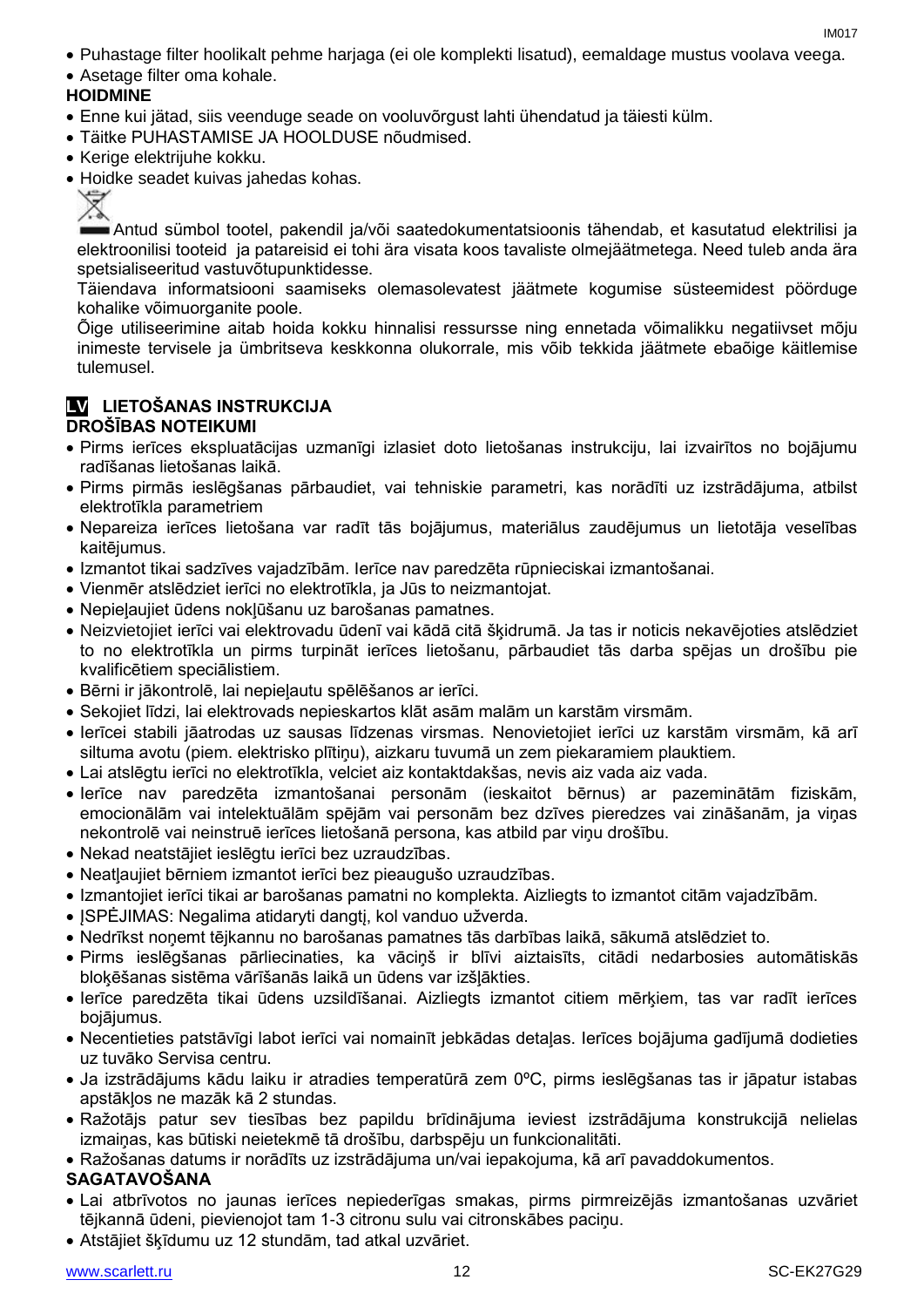- Puhastage filter hoolikalt pehme harjaga (ei ole komplekti lisatud), eemaldage mustus voolava veega.
- Asetage filter oma kohale.

**HOIDMINE**

- Enne kui jätad, siis veenduge seade on vooluvõrgust lahti ühendatud ja täiesti külm.
- Täitke PUHASTAMISE JA HOOLDUSE nõudmised.
- Kerige elektrijuhe kokku.
- Hoidke seadet kuivas jahedas kohas.

Antud sümbol tootel, pakendil ja/või saatedokumentatsioonis tähendab, et kasutatud elektrilisi ja elektroonilisi tooteid ja patareisid ei tohi ära visata koos tavaliste olmejäätmetega. Need tuleb anda ära spetsialiseeritud vastuvõtupunktidesse.

Täiendava informatsiooni saamiseks olemasolevatest jäätmete kogumise süsteemidest pöörduge kohalike võimuorganite poole.

Õige utiliseerimine aitab hoida kokku hinnalisi ressursse ning ennetada võimalikku negatiivset mõju inimeste tervisele ja ümbritseva keskkonna olukorrale, mis võib tekkida jäätmete ebaõige käitlemise tulemusel.

## LV LIETOŠANAS INSTRUKCIJA

**DROŠĪBAS NOTEIKUMI**

- Pirms ierīces ekspluatācijas uzmanīgi izlasiet doto lietošanas instrukciju, lai izvairītos no bojājumu radīšanas lietošanas laikā.
- Pirms pirmās ieslēgšanas pārbaudiet, vai tehniskie parametri, kas norādīti uz izstrādājuma, atbilst elektrotīkla parametriem
- Nepareiza ierīces lietošana var radīt tās bojājumus, materiālus zaudējumus un lietotāja veselības kaitējumus.
- Izmantot tikai sadzīves vajadzībām. Ierīce nav paredzēta rūpnieciskai izmantošanai.
- Vienmēr atslēdziet ierīci no elektrotīkla, ja Jūs to neizmantojat.
- Nepieļaujiet ūdens nokļūšanu uz barošanas pamatnes.
- Neizvietojiet ierīci vai elektrovadu ūdenī vai kādā citā šķidrumā. Ja tas ir noticis nekavējoties atslēdziet to no elektrotīkla un pirms turpināt ierīces lietošanu, pārbaudiet tās darba spējas un drošību pie kvalificētiem speciālistiem.
- Bērni ir jākontrolē, lai nepieļautu spēlēšanos ar ierīci.
- Sekojiet līdzi, lai elektrovads nepieskartos klāt asām malām un karstām virsmām.
- Ierīcei stabili jāatrodas uz sausas līdzenas virsmas. Nenovietojiet ierīci uz karstām virsmām, kā arī siltuma avotu (piem. elektrisko plītiņu), aizkaru tuvumā un zem piekaramiem plauktiem.
- Lai atslēgtu ierīci no elektrotīkla, velciet aiz kontaktdakšas, nevis aiz vada aiz vada.
- Ierīce nav paredzēta izmantošanai personām (ieskaitot bērnus) ar pazeminātām fiziskām, emocionālām vai intelektuālām spējām vai personām bez dzīves pieredzes vai zināšanām, ja viņas nekontrolē vai neinstruē ierīces lietošanā persona, kas atbild par viņu drošību.
- Nekad neatstājiet ieslēgtu ierīci bez uzraudzības.
- Neatļaujiet bērniem izmantot ierīci bez pieaugušo uzraudzības.
- Izmantojiet ierīci tikai ar barošanas pamatni no komplekta. Aizliegts to izmantot citām vajadzībām.
- ĮSPĖJIMAS: Negalima atidaryti dangtį, kol vanduo užverda.
- Nedrīkst noņemt tējkannu no barošanas pamatnes tās darbības laikā, sākumā atslēdziet to.
- Pirms ieslēgšanas pārliecinaties, ka vāciņš ir blīvi aiztaisīts, citādi nedarbosies automātiskās bloķēšanas sistēma vārīšanās laikā un ūdens var izšļākties.
- Ierīce paredzēta tikai ūdens uzsildīšanai. Aizliegts izmantot citiem mērķiem, tas var radīt ierīces bojājumus.
- Necentieties patstāvīgi labot ierīci vai nomainīt jebkādas detaļas. Ierīces bojājuma gadījumā dodieties uz tuvāko Servisa centru.
- Ja izstrādājums kādu laiku ir atradies temperatūrā zem 0ºC, pirms ieslēgšanas tas ir jāpatur istabas apstākļos ne mazāk kā 2 stundas.
- Ražotājs patur sev tiesības bez papildu brīdinājuma ieviest izstrādājuma konstrukcijā nelielas izmaiņas, kas būtiski neietekmē tā drošību, darbspēju un funkcionalitāti.
- Ražošanas datums ir norādīts uz izstrādājuma un/vai iepakojuma, kā arī pavaddokumentos.

**SAGATAVOŠANA**

- Lai atbrīvotos no jaunas ierīces nepiederīgas smakas, pirms pirmreizējās izmantošanas uzvāriet tējkannā ūdeni, pievienojot tam 1-3 citronu sulu vai citronskābes paciņu.
- Atstājiet šķīdumu uz 12 stundām, tad atkal uzvāriet.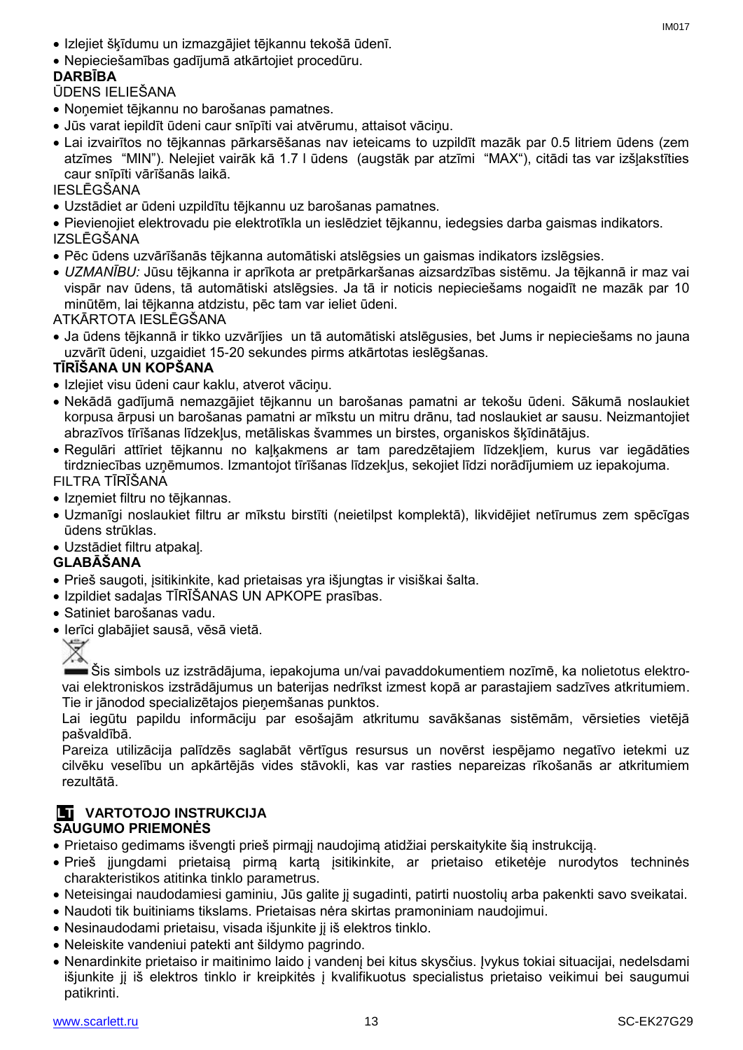- Izlejiet šķīdumu un izmazgājiet tējkannu tekošā ūdenī.
- Nepieciešamības gadījumā atkārtojiet procedūru.

**DARBĪBA**

ŪDENS IELIEŠANA

- Noņemiet tējkannu no barošanas pamatnes.
- Jūs varat iepildīt ūdeni caur snīpīti vai atvērumu, attaisot vāciņu.
- Lai izvairītos no tējkannas pārkarsēšanas nav ieteicams to uzpildīt mazāk par 0.5 litriem ūdens (zem atzīmes "MIN"). Nelejiet vairāk kā 1.7 l ūdens (augstāk par atzīmi "MAX"), citādi tas var izšļakstīties caur snīpīti vārīšanās laikā.

IESLĒGŠANA

- Uzstādiet ar ūdeni uzpildītu tējkannu uz barošanas pamatnes.
- Pievienojiet elektrovadu pie elektrotīkla un ieslēdziet tējkannu, iedegsies darba gaismas indikators.

IZSLĒGŠANA

- Pēc ūdens uzvārīšanās tējkanna automātiski atslēgsies un gaismas indikators izslēgsies.
- *UZMANĪBU:* Jūsu tējkanna ir aprīkota ar pretpārkaršanas aizsardzības sistēmu. Ja tējkannā ir maz vai vispār nav ūdens, tā automātiski atslēgsies. Ja tā ir noticis nepieciešams nogaidīt ne mazāk par 10 minūtēm, lai tējkanna atdzistu, pēc tam var ieliet ūdeni.

ATKĀRTOTA IESLĒGŠANA

- Ja ūdens tējkannā ir tikko uzvārījies un tā automātiski atslēgusies, bet Jums ir nepieciešams no jauna uzvārīt ūdeni, uzgaidiet 15-20 sekundes pirms atkārtotas ieslēgšanas.

**TĪRĪŠANA UN KOPŠANA**

- Izlejiet visu ūdeni caur kaklu, atverot vāciņu.
- Nekādā gadījumā nemazgājiet tējkannu un barošanas pamatni ar tekošu ūdeni. Sākumā noslaukiet korpusa ārpusi un barošanas pamatni ar mīkstu un mitru drānu, tad noslaukiet ar sausu. Neizmantojiet abrazīvos tīrīšanas līdzekļus, metāliskas švammes un birstes, organiskos šķīdinātājus.
- Regulāri attīriet tējkannu no kaļķakmens ar tam paredzētajiem līdzekļiem, kurus var iegādāties tirdzniecības uzņēmumos. Izmantojot tīrīšanas līdzekļus, sekojiet līdzi norādījumiem uz iepakojuma.

FILTRA TĪRĪŠANA

- Izņemiet filtru no tējkannas.
- Uzmanīgi noslaukiet filtru ar mīkstu birstīti (neietilpst komplektā), likvidējiet netīrumus zem spēcīgas ūdens strūklas.
- Uzstādiet filtru atpakaļ.

**GLABĀŠANA**

- Prieš saugoti, įsitikinkite, kad prietaisas yra išjungtas ir visiškai šalta.
- Izpildiet sadaļas TĪRĪŠANAS UN APKOPE prasības.
- Satiniet barošanas vadu.
- Ierīci glabājiet sausā, vēsā vietā.

Šis simbols uz izstrādājuma, iepakojuma un/vai pavaddokumentiem nozīmē, ka nolietotus elektro-vai elektroniskos izstrādājumus un baterijas nedrīkst izmest kopā ar parastajiem sadzīves atkritumiem. Tie ir jānodod specializētajos pieņemšanas punktos.

Lai iegūtu papildu informāciju par esošajām atkritumu savākšanas sistēmām, vērsieties vietējā pašvaldībā.

Pareiza utilizācija palīdzēs saglabāt vērtīgus resursus un novērst iespējamo negatīvo ietekmi uz cilvēku veselību un apkārtējās vides stāvokli, kas var rasties nepareizas rīkošanās ar atkritumiem rezultātā.

## LT VARTOTOJO INSTRUKCIJA

**SAUGUMO PRIEMONĖS**

- Prietaiso gedimams išvengti prieš pirmąjį naudojimą atidžiai perskaitykite šią instrukciją.
- Prieš įjungdami prietaisą pirmą kartą įsitikinkite, ar prietaiso etiketėje nurodytos techninės charakteristikos atitinka tinklo parametrus.
- Neteisingai naudodamiesi gaminiu, Jūs galite jį sugadinti, patirti nuostolių arba pakenkti savo sveikatai.
- Naudoti tik buitiniams tikslams. Prietaisas nėra skirtas pramoniniam naudojimui.
- Nesinaudodami prietaisu, visada išjunkite jį iš elektros tinklo.
- Neleiskite vandeniui patekti ant šildymo pagrindo.
- Nenardinkite prietaiso ir maitinimo laido į vandenį bei kitus skysčius. Įvykus tokiai situacijai, nedelsdami išjunkite jį iš elektros tinklo ir kreipkitės į kvalifikuotus specialistus prietaiso veikimui bei saugumui patikrinti.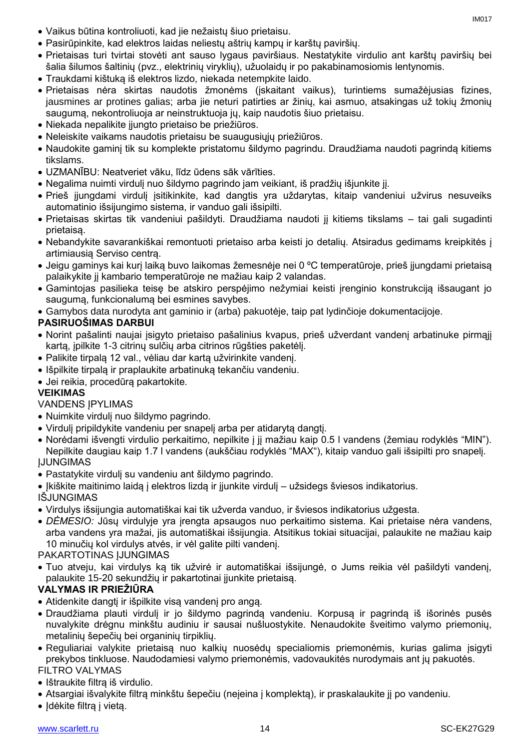- Vaikus būtina kontroliuoti, kad jie nežaistų šiuo prietaisu.
- Pasirūpinkite, kad elektros laidas neliestų aštrių kampų ir karštų paviršių.
- Prietaisas turi tvirtai stovėti ant sauso lygaus paviršiaus. Nestatykite virdulio ant karštų paviršių bei šalia šilumos šaltinių (pvz., elektrinių viryklių), užuolaidų ir po pakabinamosiomis lentynomis.
- Traukdami kištuką iš elektros lizdo, niekada netempkite laido.
- Prietaisas nėra skirtas naudotis žmonėms (įskaitant vaikus), turintiems sumažėjusias fizines, jausmines ar protines galias; arba jie neturi patirties ar žinių, kai asmuo, atsakingas už tokių žmonių saugumą, nekontroliuoja ar neinstruktuoja jų, kaip naudotis šiuo prietaisu.
- Niekada nepalikite įjungto prietaiso be priežiūros.
- Neleiskite vaikams naudotis prietaisu be suaugusiųjų priežiūros.
- Naudokite gaminį tik su komplekte pristatomu šildymo pagrindu. Draudžiama naudoti pagrindą kitiems tikslams.
- UZMANĪBU: Neatveriet vāku, līdz ūdens sāk vārīties.
- Negalima nuimti virdulį nuo šildymo pagrindo jam veikiant, iš pradžių išjunkite jį.
- Prieš įjungdami virdulį įsitikinkite, kad dangtis yra uždarytas, kitaip vandeniui užvirus nesuveiks automatinio išsijungimo sistema, ir vanduo gali išsipilti.
- Prietaisas skirtas tik vandeniui pašildyti. Draudžiama naudoti jį kitiems tikslams – tai gali sugadinti prietaisą.
- Nebandykite savarankiškai remontuoti prietaiso arba keisti jo detalių. Atsiradus gedimams kreipkitės į artimiausią Serviso centrą.
- Jeigu gaminys kai kurį laiką buvo laikomas žemesnėje nei 0 ºC temperatūroje, prieš įjungdami prietaisą palaikykite jį kambario temperatūroje ne mažiau kaip 2 valandas.
- Gamintojas pasilieka teisę be atskiro perspėjimo nežymiai keisti įrenginio konstrukciją išsaugant jo saugumą, funkcionalumą bei esmines savybes.
- Gamybos data nurodyta ant gaminio ir (arba) pakuotėje, taip pat lydinčioje dokumentacijoje.

**PASIRUOŠIMAS DARBUI**

- Norint pašalinti naujai įsigyto prietaiso pašalinius kvapus, prieš užverdant vandenį arbatinuke pirmąjį kartą, įpilkite 1-3 citrinų sulčių arba citrinos rūgšties paketėlį.
- Palikite tirpalą 12 val., vėliau dar kartą užvirinkite vandenį.
- Išpilkite tirpalą ir praplaukite arbatinuką tekančiu vandeniu.
- Jei reikia, procedūrą pakartokite.

**VEIKIMAS**

VANDENS ĮPYLIMAS

- Nuimkite virdulį nuo šildymo pagrindo.
- Virdulį pripildykite vandeniu per snapelį arba per atidarytą dangtį.
- Norėdami išvengti virdulio perkaitimo, nepilkite į jį mažiau kaip 0.5 l vandens (žemiau rodyklės "MIN"). Nepilkite daugiau kaip 1.7 l vandens (aukščiau rodyklės "MAX"), kitaip vanduo gali išsipilti pro snapelį.

ĮJUNGIMAS

- Pastatykite virdulį su vandeniu ant šildymo pagrindo.
- Įkiškite maitinimo laidą į elektros lizdą ir įjunkite virdulį – užsidegs šviesos indikatorius.

IŠJUNGIMAS

- Virdulys išsijungia automatiškai kai tik užverda vanduo, ir šviesos indikatorius užgesta.
- *DĖMESIO:* Jūsų virdulyje yra įrengta apsaugos nuo perkaitimo sistema. Kai prietaise nėra vandens, arba vandens yra mažai, jis automatiškai išsijungia. Atsitikus tokiai situacijai, palaukite ne mažiau kaip 10 minučių kol virdulys atvės, ir vėl galite pilti vandenį.

PAKARTOTINAS ĮJUNGIMAS

- Tuo atveju, kai virdulys ką tik užvirė ir automatiškai išsijungė, o Jums reikia vėl pašildyti vandenį, palaukite 15-20 sekundžių ir pakartotinai įjunkite prietaisą.

**VALYMAS IR PRIEŽIŪRA**

- Atidenkite dangtį ir išpilkite visą vandenį pro angą.
- Draudžiama plauti virdulį ir jo šildymo pagrindą vandeniu. Korpusą ir pagrindą iš išorinės pusės nuvalykite drėgnu minkštu audiniu ir sausai nušluostykite. Nenaudokite šveitimo valymo priemonių, metalinių šepečių bei organinių tirpiklių.
- Reguliariai valykite prietaisą nuo kalkių nuosėdų specialiomis priemonėmis, kurias galima įsigyti prekybos tinkluose. Naudodamiesi valymo priemonėmis, vadovaukitės nurodymais ant jų pakuotės.

FILTRO VALYMAS

- Ištraukite filtrą iš virdulio.
- Atsargiai išvalykite filtrą minkštu šepečiu (neįeina į komplektą), ir praskalaukite jį po vandeniu.
- Įdėkite filtrą į vietą.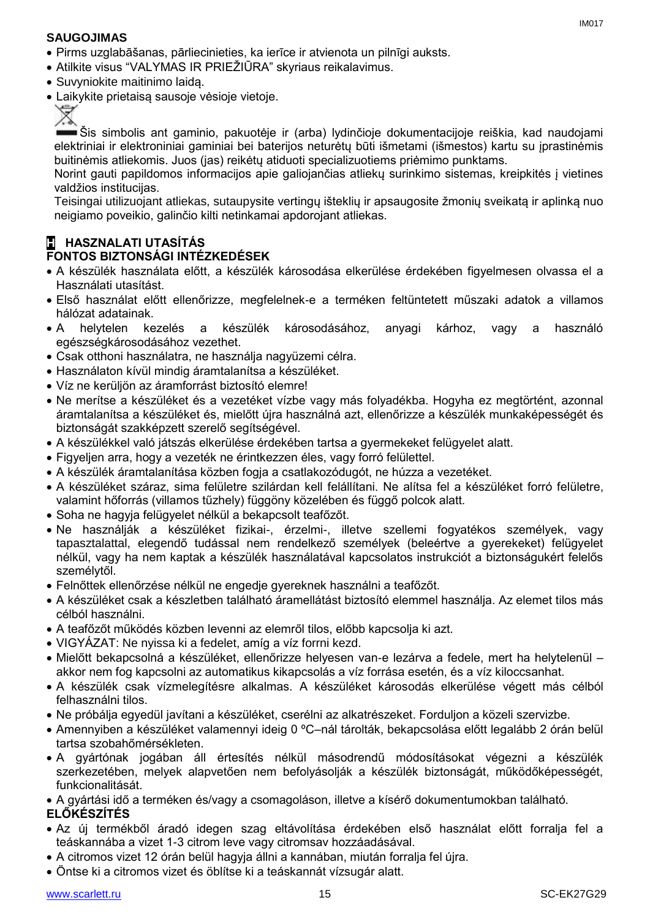### SAUGOJIMAS

- Pirms uzglabāšanas, pārliecinieties, ka ierīce ir atvienota un pilnīgi auksts.
- Atilkite visus “VALYMAS IR PRIEŽIŪRA” skyriaus reikalavimus.
- Suvyniokite maitinimo laidą.
- Laikykite prietaisą sausoje vėsioje vietoje.

Šis simbolis ant gaminio, pakuotėje ir (arba) lydinčioje dokumentacijoje reiškia, kad naudojami elektriniai ir elektroniniai gaminiai bei baterijos neturėtų būti išmetami (išmestos) kartu su įprastinėmis buitinėmis atliekomis. Juos (jas) reikėtų atiduoti specializuotiems priėmimo punktams.

Norint gauti papildomos informacijos apie galiojančias atliekų surinkimo sistemas, kreipkitės į vietines valdžios institucijas.

Teisingai utilizuojant atliekas, sutaupysite vertingų išteklių ir apsaugosite žmonių sveikatą ir aplinką nuo neigiamo poveikio, galinčio kilti netinkamai apdorojant atliekas.

## H HASZNALATI UTASÍTÁS

### FONTOS BIZTONSÁGI INTÉZKEDÉSEK

- A készülék használata előtt, a készülék károsodása elkerülése érdekében figyelmesen olvassa el a Használati utasítást.
- Első használat előtt ellenőrizze, megfelelnek-e a terméken feltüntetett műszaki adatok a villamos hálózat adatainak.
- A helytelen kezelés a készülék károsodásához, anyagi kárhoz, vagy a használó egészségkárosodásához vezethet.
- Csak otthoni használatra, ne használja nagyüzemi célra.
- Használaton kívül mindig áramtalanítsa a készüléket.
- Víz ne kerüljön az áramforrást biztosító elemre!
- Ne merítse a készüléket és a vezetéket vízbe vagy más folyadékba. Hogyha ez megtörtént, azonnal áramtalanítsa a készüléket és, mielőtt újra használná azt, ellenőrizze a készülék munkaképességét és biztonságát szakképzett szerelő segítségével.
- A készülékkel való játszás elkerülése érdekében tartsa a gyermekeket felügyelet alatt.
- Figyeljen arra, hogy a vezeték ne érintkezzen éles, vagy forró felülettel.
- A készülék áramtalanítása közben fogja a csatlakozódugót, ne húzza a vezetéket.
- A készüléket száraz, sima felületre szilárdan kell felállítani. Ne alítsa fel a készüléket forró felületre, valamint hőforrás (villamos tűzhely) függöny közelében és függő polcok alatt.
- Soha ne hagyja felügyelet nélkül a bekapcsolt teafőzőt.
- Ne használják a készüléket fizikai-, érzelmi-, illetve szellemi fogyatékos személyek, vagy tapasztalattal, elegendő tudással nem rendelkező személyek (beleértve a gyerekeket) felügyelet nélkül, vagy ha nem kaptak a készülék használatával kapcsolatos instrukciót a biztonságukért felelős személytől.
- Felnőttek ellenőrzése nélkül ne engedje gyereknek használni a teafőzőt.
- A készüléket csak a készletben található áramellátást biztosító elemmel használja. Az elemet tilos más célból használni.
- A teafőzőt működés közben levenni az elemről tilos, előbb kapcsolja ki azt.
- VIGYÁZAT: Ne nyissa ki a fedelet, amíg a víz forrni kezd.
- Mielőtt bekapcsolná a készüléket, ellenőrizze helyesen van-e lezárva a fedele, mert ha helytelenül – akkor nem fog kapcsolni az automatikus kikapcsolás a víz forrása esetén, és a víz kiloccsanhat.
- A készülék csak vízmelegítésre alkalmas. A készüléket károsodás elkerülése végett más célból felhasználni tilos.
- Ne próbálja egyedül javítani a készüléket, cserélni az alkatrészeket. Forduljon a közeli szervizbe.
- Amennyiben a készüléket valamennyi ideig 0 ºC–nál tárolták, bekapcsolása előtt legalább 2 órán belül tartsa szobahőmérsékleten.
- A gyártónak jogában áll értesítés nélkül másodrendű módosításokat végezni a készülék szerkezetében, melyek alapvetően nem befolyásolják a készülék biztonságát, működőképességét, funkcionalitását.
- A gyártási idő a terméken és/vagy a csomagoláson, illetve a kísérő dokumentumokban található.

### ELŐKÉSZÍTÉS

- Az új termékből áradó idegen szag eltávolítása érdekében első használat előtt forralja fel a teáskannába a vizet 1-3 citrom leve vagy citromsav hozzáadásával.
- A citromos vizet 12 órán belül hagyja állni a kannában, miután forralja fel újra.
- Öntse ki a citromos vizet és öblítse ki a teáskannát vízsugár alatt.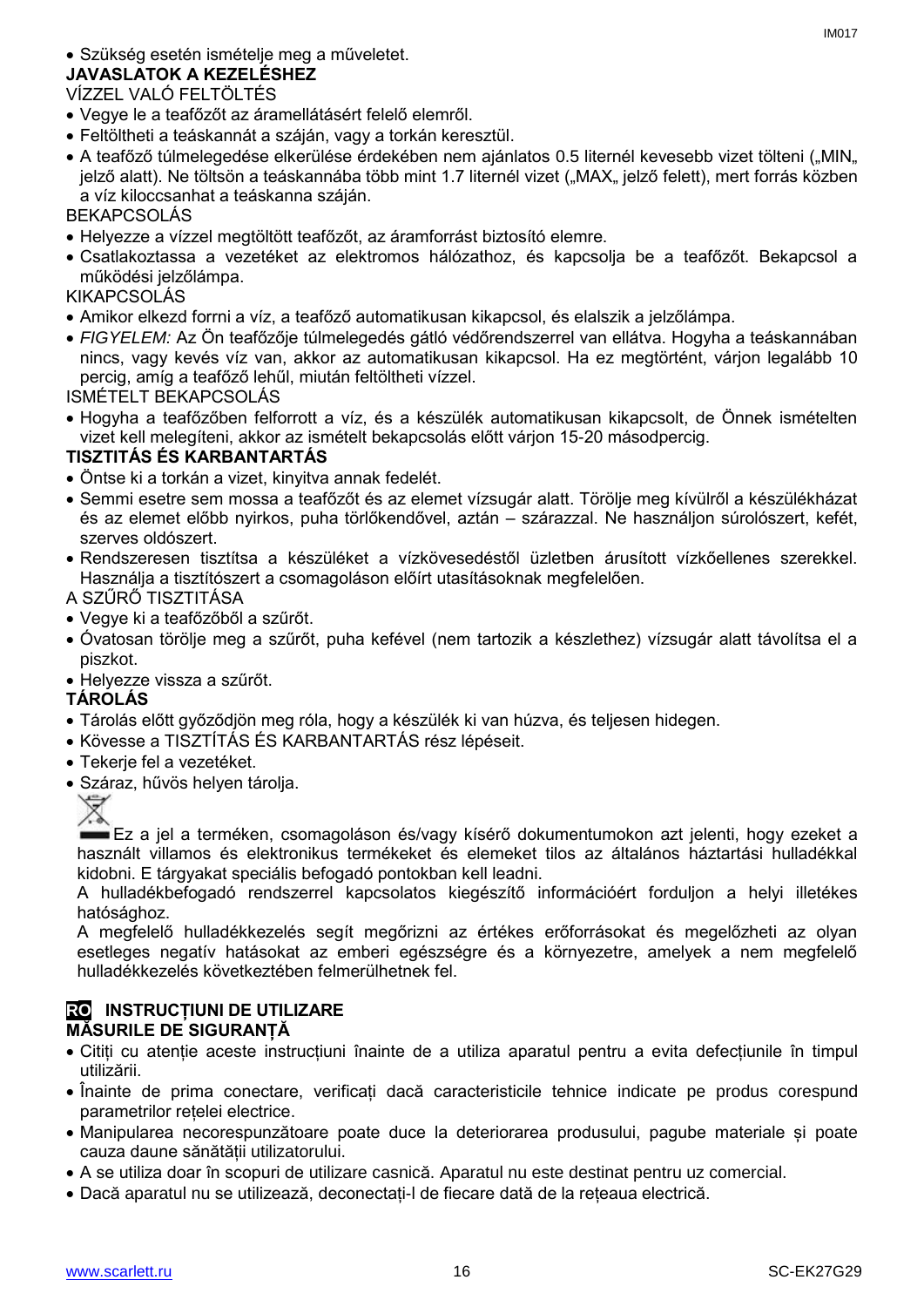- Szükség esetén ismételje meg a műveletet.

**JAVASLATOK A KEZELÉSHEZ**

VÍZZEL VALÓ FELTÖLTÉS

- Vegye le a teafőzőt az áramellátásért felelő elemről.
- Feltöltheti a teáskannát a száján, vagy a torkán keresztül.
- A teafőző túlmelegedése elkerülése érdekében nem ajánlatos 0.5 liternél kevesebb vizet tölteni („MIN„ jelző alatt). Ne töltsön a teáskannába több mint 1.7 liternél vizet („MAX„ jelző felett), mert forrás közben a víz kiloccsanhat a teáskanna száján.

BEKAPCSOLÁS

- Helyezze a vízzel megtöltött teafőzőt, az áramforrást biztosító elemre.
- Csatlakoztassa a vezetéket az elektromos hálózathoz, és kapcsolja be a teafőzőt. Bekapcsol a működési jelzőlámpa.

KIKAPCSOLÁS

- Amikor elkezd forrni a víz, a teafőző automatikusan kikapcsol, és elalszik a jelzőlámpa.
- *FIGYELEM:* Az Ön teafőzője túlmelegedés gátló védőrendszerrel van ellátva. Hogyha a teáskannában nincs, vagy kevés víz van, akkor az automatikusan kikapcsol. Ha ez megtörtént, várjon legalább 10 percig, amíg a teafőző lehűl, miután feltöltheti vízzel.

ISMÉTELT BEKAPCSOLÁS

- Hogyha a teafőzőben felforrott a víz, és a készülék automatikusan kikapcsolt, de Önnek ismételten vizet kell melegíteni, akkor az ismételt bekapcsolás előtt várjon 15-20 másodpercig.

**TISZTITÁS ÉS KARBANTARTÁS**

- Öntse ki a torkán a vizet, kinyitva annak fedelét.
- Semmi esetre sem mossa a teafőzőt és az elemet vízsugár alatt. Törölje meg kívülről a készülékházat és az elemet előbb nyirkos, puha törlőkendővel, aztán – szárazzal. Ne használjon súrolószert, kefét, szerves oldószert.
- Rendszeresen tisztítsa a készüléket a vízkövesedéstől üzletben árusított vízkőellenes szerekkel. Használja a tisztítószert a csomagoláson előírt utasításoknak megfelelően.

A SZŰRŐ TISZTITÁSA

- Vegye ki a teafőzőből a szűrőt.
- Óvatosan törölje meg a szűrőt, puha kefével (nem tartozik a készlethez) vízsugár alatt távolítsa el a piszkot.
- Helyezze vissza a szűrőt.

**TÁROLÁS**

- Tárolás előtt győződjön meg róla, hogy a készülék ki van húzva, és teljesen hidegen.
- Kövesse a TISZTÍTÁS ÉS KARBANTARTÁS rész lépéseit.
- Tekerje fel a vezetéket.
- Száraz, hűvös helyen tárolja.

Ez a jel a terméken, csomagoláson és/vagy kísérő dokumentumokon azt jelenti, hogy ezeket a használt villamos és elektronikus termékeket és elemeket tilos az általános háztartási hulladékkal kidobni. E tárgyakat speciális befogadó pontokban kell leadni.

A hulladékbefogadó rendszerrel kapcsolatos kiegészítő információért forduljon a helyi illetékes hatósághoz.

A megfelelő hulladékkezelés segít megőrizni az értékes erőforrásokat és megelőzheti az olyan esetleges negatív hatásokat az emberi egészségre és a környezetre, amelyek a nem megfelelő hulladékkezelés következtében felmerülhetnek fel.

## RO INSTRUCȚIUNI DE UTILIZARE

**MĂSURILE DE SIGURANȚĂ**

- Citiți cu atenție aceste instrucțiuni înainte de a utiliza aparatul pentru a evita defecțiunile în timpul utilizării.
- Înainte de prima conectare, verificați dacă caracteristicile tehnice indicate pe produs corespund parametrilor rețelei electrice.
- Manipularea necorespunzătoare poate duce la deteriorarea produsului, pagube materiale și poate cauza daune sănătății utilizatorului.
- A se utiliza doar în scopuri de utilizare casnică. Aparatul nu este destinat pentru uz comercial.
- Dacă aparatul nu se utilizează, deconectați-l de fiecare dată de la rețeaua electrică.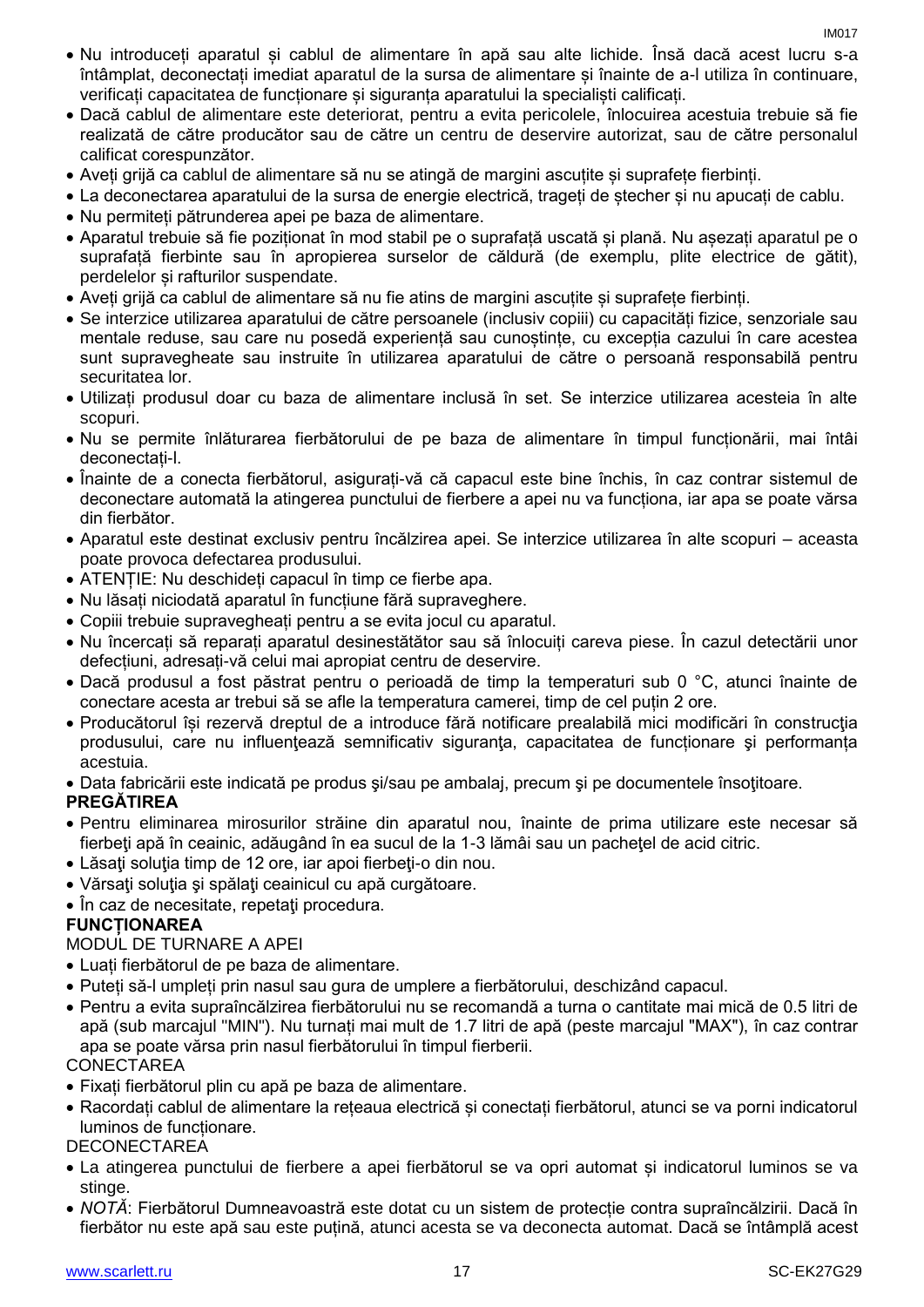- Nu introduceți aparatul și cablul de alimentare în apă sau alte lichide. Însă dacă acest lucru s-a întâmplat, deconectați imediat aparatul de la sursa de alimentare și înainte de a-l utiliza în continuare, verificați capacitatea de funcționare și siguranța aparatului la specialiști calificați.
- Dacă cablul de alimentare este deteriorat, pentru a evita pericolele, înlocuirea acestuia trebuie să fie realizată de către producător sau de către un centru de deservire autorizat, sau de către personalul calificat corespunzător.
- Aveți grijă ca cablul de alimentare să nu se atingă de margini ascuțite și suprafețe fierbinți.
- La deconectarea aparatului de la sursa de energie electrică, trageți de ștecher și nu apucați de cablu.
- Nu permiteți pătrunderea apei pe baza de alimentare.
- Aparatul trebuie să fie poziționat în mod stabil pe o suprafață uscată și plană. Nu așezați aparatul pe o suprafață fierbinte sau în apropierea surselor de căldură (de exemplu, plite electrice de gătit), perdelelor și rafturilor suspendate.
- Aveți grijă ca cablul de alimentare să nu fie atins de margini ascuțite și suprafețe fierbinți.
- Se interzice utilizarea aparatului de către persoanele (inclusiv copiii) cu capacități fizice, senzoriale sau mentale reduse, sau care nu posedă experiență sau cunoștințe, cu excepția cazului în care acestea sunt supravegheate sau instruite în utilizarea aparatului de către o persoană responsabilă pentru securitatea lor.
- Utilizați produsul doar cu baza de alimentare inclusă în set. Se interzice utilizarea acesteia în alte scopuri.
- Nu se permite înlăturarea fierbătorului de pe baza de alimentare în timpul funcționării, mai întâi deconectați-l.
- Înainte de a conecta fierbătorul, asigurați-vă că capacul este bine închis, în caz contrar sistemul de deconectare automată la atingerea punctului de fierbere a apei nu va funcționa, iar apa se poate vărsa din fierbător.
- Aparatul este destinat exclusiv pentru încălzirea apei. Se interzice utilizarea în alte scopuri – aceasta poate provoca defectarea produsului.
- ATENȚIE: Nu deschideți capacul în timp ce fierbe apa.
- Nu lăsați niciodată aparatul în funcțiune fără supraveghere.
- Copiii trebuie supravegheați pentru a se evita jocul cu aparatul.
- Nu încercați să reparați aparatul desinestătător sau să înlocuiți careva piese. În cazul detectării unor defecțiuni, adresați-vă celui mai apropiat centru de deservire.
- Dacă produsul a fost păstrat pentru o perioadă de timp la temperaturi sub 0 °C, atunci înainte de conectare acesta ar trebui să se afle la temperatura camerei, timp de cel puțin 2 ore.
- Producătorul își rezervă dreptul de a introduce fără notificare prealabilă mici modificări în construcţia produsului, care nu influenţează semnificativ siguranţa, capacitatea de funcționare şi performanța acestuia.
- Data fabricării este indicată pe produs şi/sau pe ambalaj, precum şi pe documentele însoţitoare.

**PREGĂTIREA**

- Pentru eliminarea mirosurilor străine din aparatul nou, înainte de prima utilizare este necesar să fierbeţi apă în ceainic, adăugând în ea sucul de la 1-3 lămâi sau un pacheţel de acid citric.
- Lăsaţi soluţia timp de 12 ore, iar apoi fierbeţi-o din nou.
- Vărsaţi soluţia şi spălaţi ceainicul cu apă curgătoare.
- În caz de necesitate, repetaţi procedura.

**FUNCȚIONAREA**

MODUL DE TURNARE A APEI

- Luați fierbătorul de pe baza de alimentare.
- Puteți să-l umpleți prin nasul sau gura de umplere a fierbătorului, deschizând capacul.
- Pentru a evita supraîncălzirea fierbătorului nu se recomandă a turna o cantitate mai mică de 0.5 litri de apă (sub marcajul "MIN"). Nu turnați mai mult de 1.7 litri de apă (peste marcajul "MAX"), în caz contrar apa se poate vărsa prin nasul fierbătorului în timpul fierberii.

CONECTAREA

- Fixați fierbătorul plin cu apă pe baza de alimentare.
- Racordați cablul de alimentare la rețeaua electrică și conectați fierbătorul, atunci se va porni indicatorul luminos de funcționare.

DECONECTAREA

- La atingerea punctului de fierbere a apei fierbătorul se va opri automat și indicatorul luminos se va stinge.
- *NOTĂ*: Fierbătorul Dumneavoastră este dotat cu un sistem de protecție contra supraîncălzirii. Dacă în fierbător nu este apă sau este puțină, atunci acesta se va deconecta automat. Dacă se întâmplă acest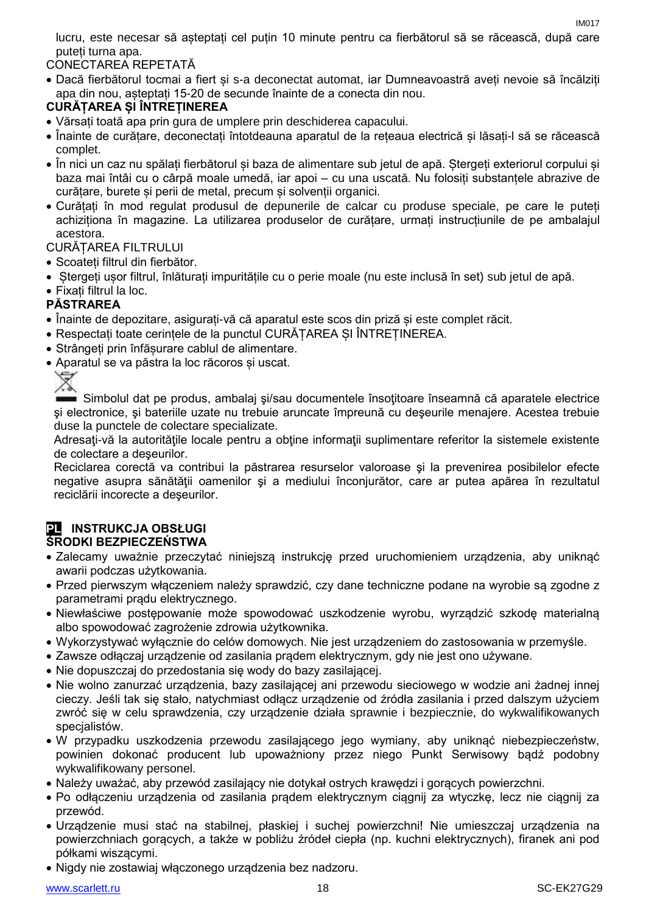lucru, este necesar să aşteptaţi cel puţin 10 minute pentru ca fierbătorul să se răcească, după care puteți turna apa.

CONECTAREA REPETATĂ

- Dacă fierbătorul tocmai a fiert și s-a deconectat automat, iar Dumneavoastră aveți nevoie să încălziți apa din nou, așteptați 15-20 de secunde înainte de a conecta din nou.

**CURĂŢAREA ŞI ÎNTREŢINEREA**

- Vărsați toată apa prin gura de umplere prin deschiderea capacului.
- Înainte de curăţare, deconectaţi întotdeauna aparatul de la reţeaua electrică şi lăsaţi-l să se răcească complet.
- În nici un caz nu spălaţi fierbătorul şi baza de alimentare sub jetul de apă. Ştergeţi exteriorul corpului şi baza mai întâi cu o cârpă moale umedă, iar apoi – cu una uscată. Nu folosiţi substanţele abrazive de curăţare, burete şi perii de metal, precum şi solvenţii organici.
- Curăţaţi în mod regulat produsul de depunerile de calcar cu produse speciale, pe care le puteţi achiziţiona în magazine. La utilizarea produselor de curăţare, urmaţi instrucţiunile de pe ambalajul acestora.

CURĂŢAREA FILTRULUI

- Scoateţi filtrul din fierbător.
- Ştergeţi uşor filtrul, înlăturaţi impurităţile cu o perie moale (nu este inclusă în set) sub jetul de apă.
- Fixaţi filtrul la loc.

**PĂSTRAREA**

- Înainte de depozitare, asiguraţi-vă că aparatul este scos din priză şi este complet răcit.
- Respectaţi toate cerinţele de la punctul CURĂŢAREA ŞI ÎNTREŢINEREA.
- Strângeţi prin înfăşurare cablul de alimentare.
- Aparatul se va păstra la loc răcoros şi uscat.

Simbolul dat pe produs, ambalaj şi/sau documentele însoţitoare înseamnă că aparatele electrice şi electronice, şi bateriile uzate nu trebuie aruncate împreună cu deşeurile menajere. Acestea trebuie duse la punctele de colectare specializate.

Adresaţi-vă la autorităţile locale pentru a obţine informaţii suplimentare referitor la sistemele existente de colectare a deşeurilor.

Reciclarea corectă va contribui la păstrarea resurselor valoroase şi la prevenirea posibilelor efecte negative asupra sănătăţii oamenilor şi a mediului înconjurător, care ar putea apărea în rezultatul reciclării incorecte a deşeurilor.

## PL INSTRUKCJA OBSŁUGI

**ŚRODKI BEZPIECZEŃSTWA**

- Zalecamy uważnie przeczytać niniejszą instrukcję przed uruchomieniem urządzenia, aby uniknąć awarii podczas użytkowania.
- Przed pierwszym włączeniem należy sprawdzić, czy dane techniczne podane na wyrobie są zgodne z parametrami prądu elektrycznego.
- Niewłaściwe postępowanie może spowodować uszkodzenie wyrobu, wyrządzić szkodę materialną albo spowodować zagrożenie zdrowia użytkownika.
- Wykorzystywać wyłącznie do celów domowych. Nie jest urządzeniem do zastosowania w przemyśle.
- Zawsze odłączaj urządzenie od zasilania prądem elektrycznym, gdy nie jest ono używane.
- Nie dopuszczaj do przedostania się wody do bazy zasilającej.
- Nie wolno zanurzać urządzenia, bazy zasilającej ani przewodu sieciowego w wodzie ani żadnej innej cieczy. Jeśli tak się stało, natychmiast odłącz urządzenie od źródła zasilania i przed dalszym użyciem zwróć się w celu sprawdzenia, czy urządzenie działa sprawnie i bezpiecznie, do wykwalifikowanych specjalistów.
- W przypadku uszkodzenia przewodu zasilającego jego wymiany, aby uniknąć niebezpieczeństw, powinien dokonać producent lub upoważniony przez niego Punkt Serwisowy bądź podobny wykwalifikowany personel.
- Należy uważać, aby przewód zasilający nie dotykał ostrych krawędzi i gorących powierzchni.
- Po odłączeniu urządzenia od zasilania prądem elektrycznym ciągnij za wtyczkę, lecz nie ciągnij za przewód.
- Urządzenie musi stać na stabilnej, płaskiej i suchej powierzchni! Nie umieszczaj urządzenia na powierzchniach gorących, a także w pobliżu źródeł ciepła (np. kuchni elektrycznych), firanek ani pod półkami wiszącymi.
- Nigdy nie zostawiaj włączonego urządzenia bez nadzoru.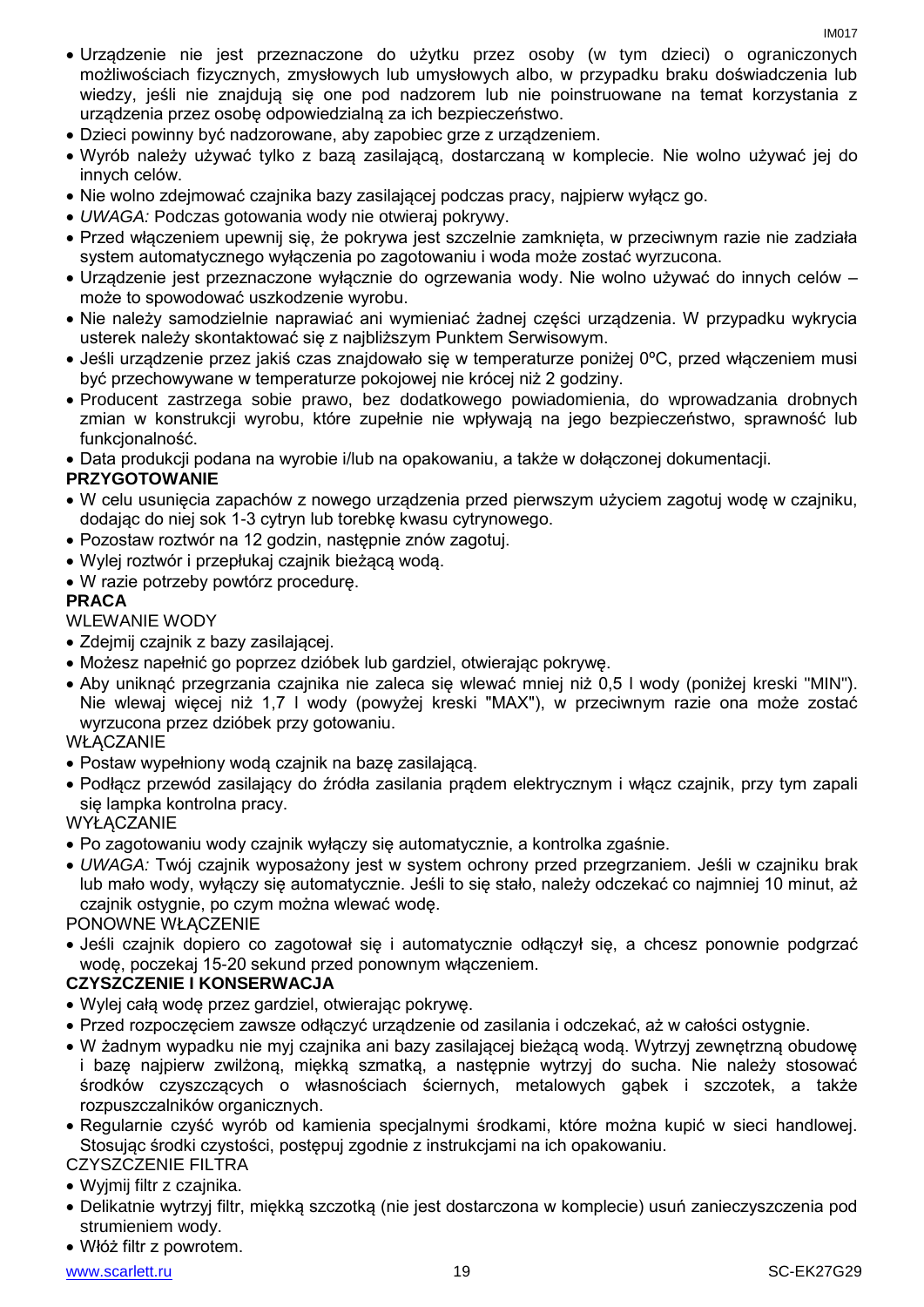- Urządzenie nie jest przeznaczone do użytku przez osoby (w tym dzieci) o ograniczonych możliwościach fizycznych, zmysłowych lub umysłowych albo, w przypadku braku doświadczenia lub wiedzy, jeśli nie znajdują się one pod nadzorem lub nie poinstruowane na temat korzystania z urządzenia przez osobę odpowiedzialną za ich bezpieczeństwo.
- Dzieci powinny być nadzorowane, aby zapobiec grze z urządzeniem.
- Wyrób należy używać tylko z bazą zasilającą, dostarczaną w komplecie. Nie wolno używać jej do innych celów.
- Nie wolno zdejmować czajnika bazy zasilającej podczas pracy, najpierw wyłącz go.
- *UWAGA:* Podczas gotowania wody nie otwieraj pokrywy.
- Przed włączeniem upewnij się, że pokrywa jest szczelnie zamknięta, w przeciwnym razie nie zadziała system automatycznego wyłączenia po zagotowaniu i woda może zostać wyrzucona.
- Urządzenie jest przeznaczone wyłącznie do ogrzewania wody. Nie wolno używać do innych celów – może to spowodować uszkodzenie wyrobu.
- Nie należy samodzielnie naprawiać ani wymieniać żadnej części urządzenia. W przypadku wykrycia usterek należy skontaktować się z najbliższym Punktem Serwisowym.
- Jeśli urządzenie przez jakiś czas znajdowało się w temperaturze poniżej 0ºC, przed włączeniem musi być przechowywane w temperaturze pokojowej nie krócej niż 2 godziny.
- Producent zastrzega sobie prawo, bez dodatkowego powiadomienia, do wprowadzania drobnych zmian w konstrukcji wyrobu, które zupełnie nie wpływają na jego bezpieczeństwo, sprawność lub funkcjonalność.
- Data produkcji podana na wyrobie i/lub na opakowaniu, a także w dołączonej dokumentacji.

**PRZYGOTOWANIE**

- W celu usunięcia zapachów z nowego urządzenia przed pierwszym użyciem zagotuj wodę w czajniku, dodając do niej sok 1-3 cytryn lub torebkę kwasu cytrynowego.
- Pozostaw roztwór na 12 godzin, następnie znów zagotuj.
- Wylej roztwór i przepłukaj czajnik bieżącą wodą.
- W razie potrzeby powtórz procedurę.

**PRACA**

WLEWANIE WODY

- Zdejmij czajnik z bazy zasilającej.
- Możesz napełnić go poprzez dzióbek lub gardziel, otwierając pokrywę.
- Aby uniknąć przegrzania czajnika nie zaleca się wlewać mniej niż 0,5 l wody (poniżej kreski "MIN"). Nie wlewaj więcej niż 1,7 l wody (powyżej kreski "MAX"), w przeciwnym razie ona może zostać wyrzucona przez dzióbek przy gotowaniu.

WŁĄCZANIE

- Postaw wypełniony wodą czajnik na bazę zasilającą.
- Podłącz przewód zasilający do źródła zasilania prądem elektrycznym i włącz czajnik, przy tym zapali się lampka kontrolna pracy.

WYŁĄCZANIE

- Po zagotowaniu wody czajnik wyłączy się automatycznie, a kontrolka zgaśnie.
- *UWAGA:* Twój czajnik wyposażony jest w system ochrony przed przegrzaniem. Jeśli w czajniku brak lub mało wody, wyłączy się automatycznie. Jeśli to się stało, należy odczekać co najmniej 10 minut, aż czajnik ostygnie, po czym można wlewać wodę.

PONOWNE WŁĄCZENIE

- Jeśli czajnik dopiero co zagotował się i automatycznie odłączył się, a chcesz ponownie podgrzać wodę, poczekaj 15-20 sekund przed ponownym włączeniem.

**CZYSZCZENIE I KONSERWACJA**

- Wylej całą wodę przez gardziel, otwierając pokrywę.
- Przed rozpoczęciem zawsze odłączyć urządzenie od zasilania i odczekać, aż w całości ostygnie.
- W żadnym wypadku nie myj czajnika ani bazy zasilającej bieżącą wodą. Wytrzyj zewnętrzną obudowę i bazę najpierw zwilżoną, miękką szmatką, a następnie wytrzyj do sucha. Nie należy stosować środków czyszczących o własnościach ściernych, metalowych gąbek i szczotek, a także rozpuszczalników organicznych.
- Regularnie czyść wyrób od kamienia specjalnymi środkami, które można kupić w sieci handlowej. Stosując środki czystości, postępuj zgodnie z instrukcjami na ich opakowaniu.

CZYSZCZENIE FILTRA

- Wyjmij filtr z czajnika.
- Delikatnie wytrzyj filtr, miękką szczotką (nie jest dostarczona w komplecie) usuń zanieczyszczenia pod strumieniem wody.
- Włóż filtr z powrotem.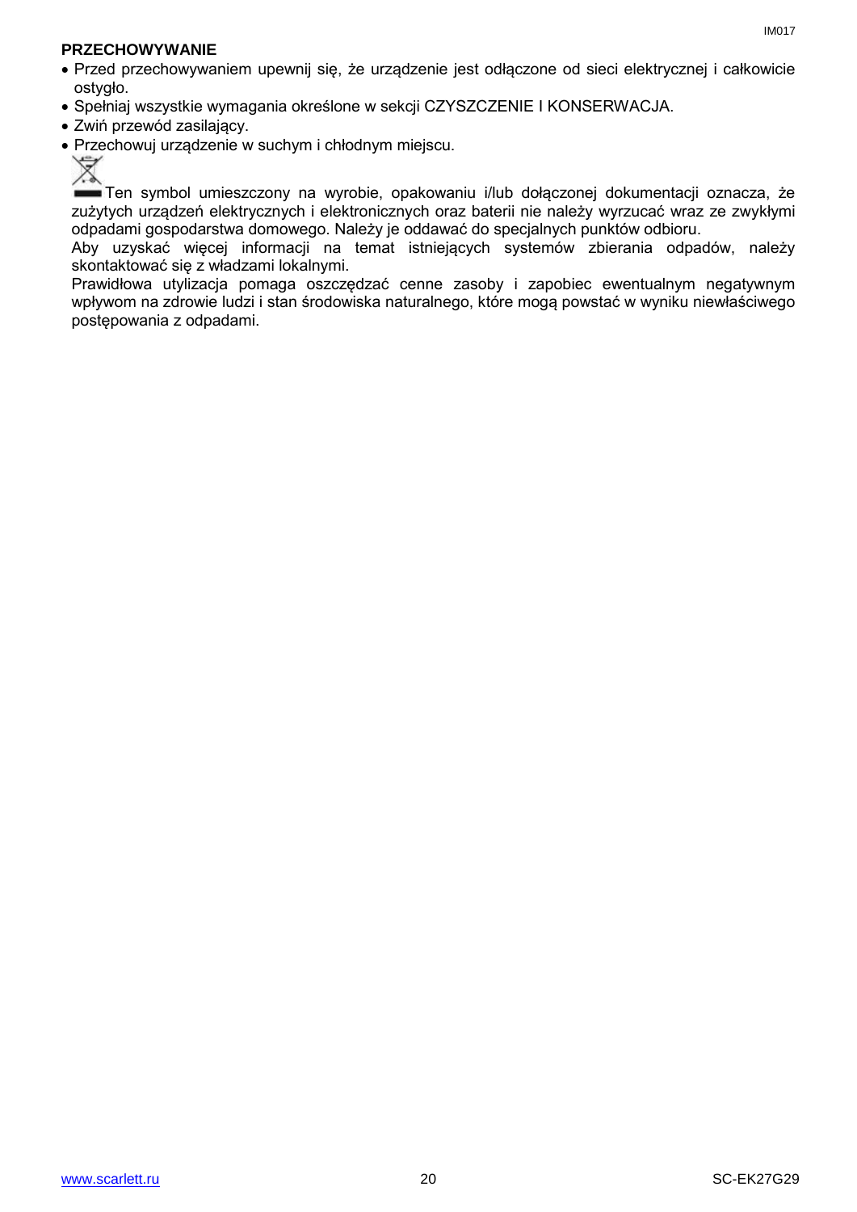**PRZECHOWYWANIE**

- Przed przechowywaniem upewnij się, że urządzenie jest odłączone od sieci elektrycznej i całkowicie ostygło.
- Spełniaj wszystkie wymagania określone w sekcji CZYSZCZENIE I KONSERWACJA.
- Zwiń przewód zasilający.
- Przechowuj urządzenie w suchym i chłodnym miejscu.

Ten symbol umieszczony na wyrobie, opakowaniu i/lub dołączonej dokumentacji oznacza, że zużytych urządzeń elektrycznych i elektronicznych oraz baterii nie należy wyrzucać wraz ze zwykłymi odpadami gospodarstwa domowego. Należy je oddawać do specjalnych punktów odbioru.

Aby uzyskać więcej informacji na temat istniejących systemów zbierania odpadów, należy skontaktować się z władzami lokalnymi.

Prawidłowa utylizacja pomaga oszczędzać cenne zasoby i zapobiec ewentualnym negatywnym wpływom na zdrowie ludzi i stan środowiska naturalnego, które mogą powstać w wyniku niewłaściwego postępowania z odpadami.